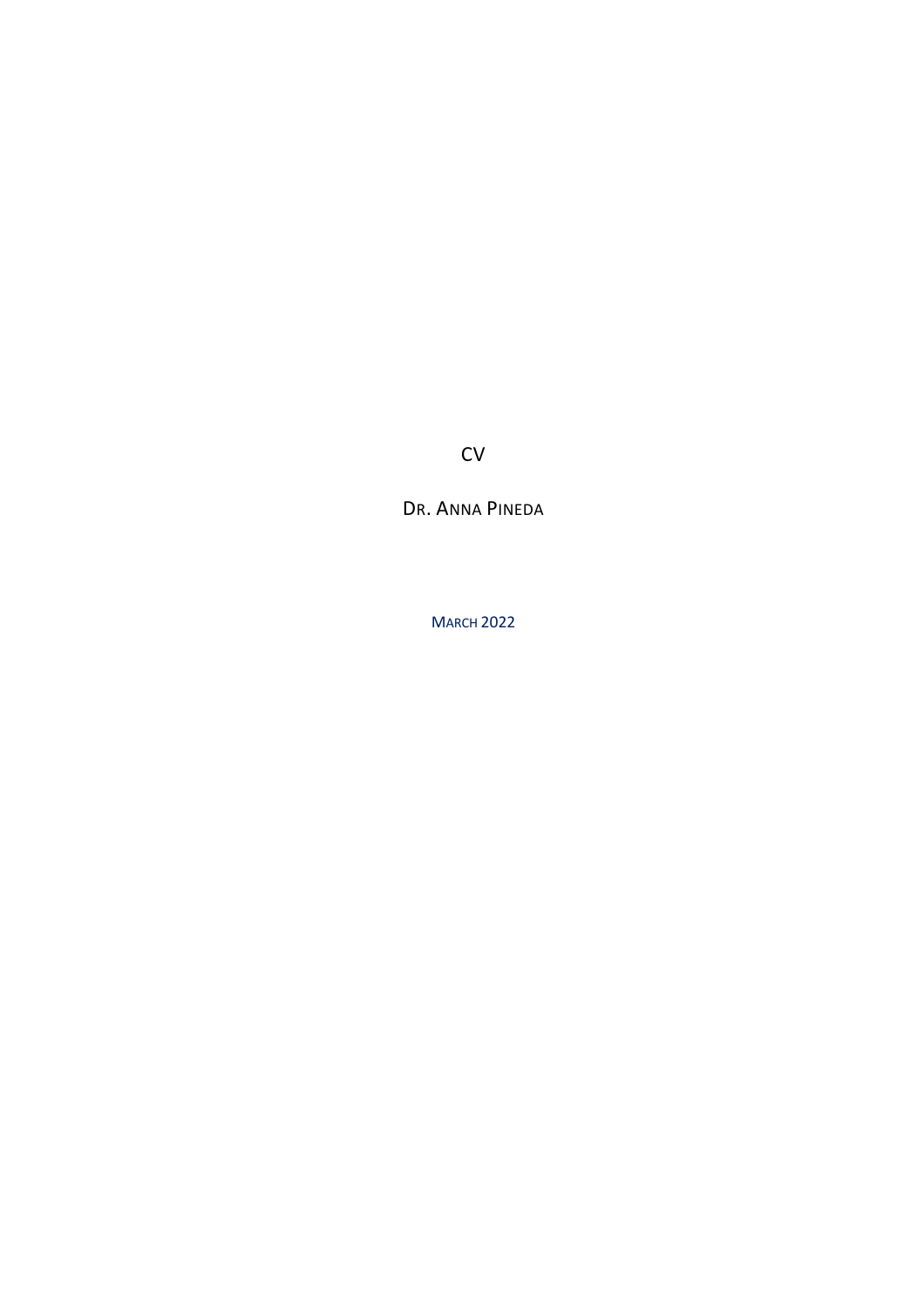# CV

## Dr. Anna Pineda

March 2022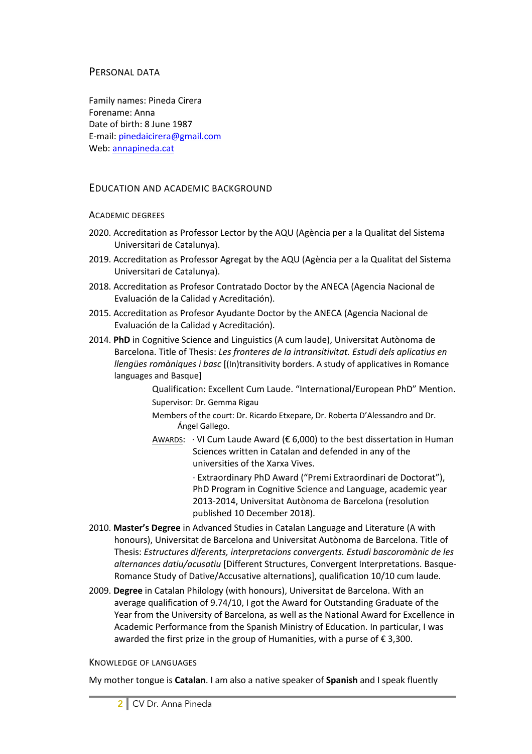## Personal data

Family names: Pineda Cirera
Forename: Anna
Date of birth: 8 June 1987
E-mail: pinedaicirera@gmail.com
Web: annapineda.cat

## Education and academic background

### Academic degrees

2020. Accreditation as Professor Lector by the AQU (Agència per a la Qualitat del Sistema Universitari de Catalunya).

2019. Accreditation as Professor Agregat by the AQU (Agència per a la Qualitat del Sistema Universitari de Catalunya).

2018. Accreditation as Profesor Contratado Doctor by the ANECA (Agencia Nacional de Evaluación de la Calidad y Acreditación).

2015. Accreditation as Profesor Ayudante Doctor by the ANECA (Agencia Nacional de Evaluación de la Calidad y Acreditación).

2014. **PhD** in Cognitive Science and Linguistics (A cum laude), Universitat Autònoma de Barcelona. Title of Thesis: *Les fronteres de la intransitivitat. Estudi dels aplicatius en llengües romàniques i basc* [(In)transitivity borders. A study of applicatives in Romance languages and Basque]

> Qualification: Excellent Cum Laude. "International/European PhD" Mention.
>
> Supervisor: Dr. Gemma Rigau
>
> Members of the court: Dr. Ricardo Etxepare, Dr. Roberta D'Alessandro and Dr. Ángel Gallego.
>
> Awards: · VI Cum Laude Award (€ 6,000) to the best dissertation in Human Sciences written in Catalan and defended in any of the universities of the Xarxa Vives.
>
> · Extraordinary PhD Award ("Premi Extraordinari de Doctorat"), PhD Program in Cognitive Science and Language, academic year 2013-2014, Universitat Autònoma de Barcelona (resolution published 10 December 2018).

2010. **Master's Degree** in Advanced Studies in Catalan Language and Literature (A with honours), Universitat de Barcelona and Universitat Autònoma de Barcelona. Title of Thesis: *Estructures diferents, interpretacions convergents. Estudi bascoromànic de les alternances datiu/acusatiu* [Different Structures, Convergent Interpretations. Basque-Romance Study of Dative/Accusative alternations], qualification 10/10 cum laude.

2009. **Degree** in Catalan Philology (with honours), Universitat de Barcelona. With an average qualification of 9.74/10, I got the Award for Outstanding Graduate of the Year from the University of Barcelona, as well as the National Award for Excellence in Academic Performance from the Spanish Ministry of Education. In particular, I was awarded the first prize in the group of Humanities, with a purse of € 3,300.

### Knowledge of languages

My mother tongue is **Catalan**. I am also a native speaker of **Spanish** and I speak fluently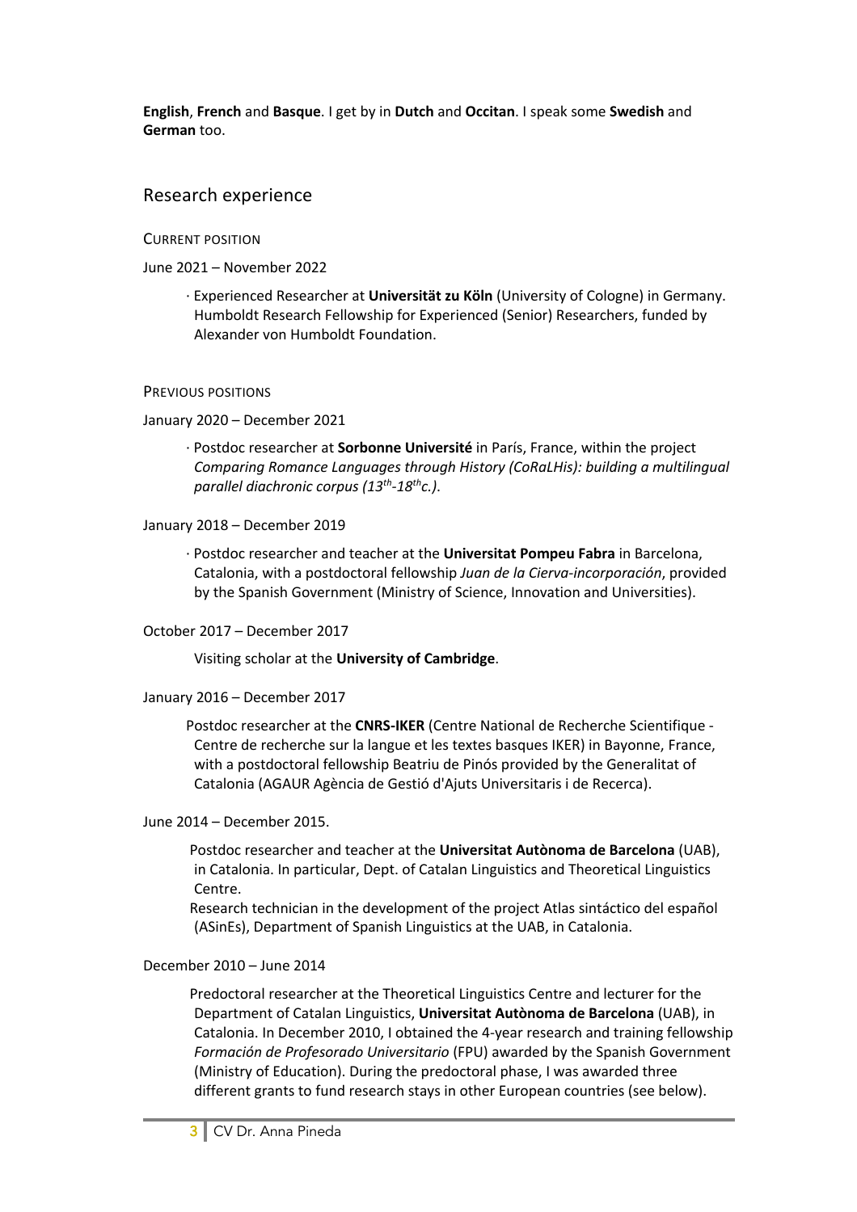**English**, **French** and **Basque**. I get by in **Dutch** and **Occitan**. I speak some **Swedish** and **German** too.

## Research experience

CURRENT POSITION

June 2021 – November 2022

· Experienced Researcher at **Universität zu Köln** (University of Cologne) in Germany. Humboldt Research Fellowship for Experienced (Senior) Researchers, funded by Alexander von Humboldt Foundation.

PREVIOUS POSITIONS

January 2020 – December 2021

· Postdoc researcher at **Sorbonne Université** in París, France, within the project *Comparing Romance Languages through History (CoRaLHis): building a multilingual parallel diachronic corpus (13th-18thc.)*.

January 2018 – December 2019

· Postdoc researcher and teacher at the **Universitat Pompeu Fabra** in Barcelona, Catalonia, with a postdoctoral fellowship *Juan de la Cierva-incorporación*, provided by the Spanish Government (Ministry of Science, Innovation and Universities).

October 2017 – December 2017

Visiting scholar at the **University of Cambridge**.

January 2016 – December 2017

Postdoc researcher at the **CNRS-IKER** (Centre National de Recherche Scientifique - Centre de recherche sur la langue et les textes basques IKER) in Bayonne, France, with a postdoctoral fellowship Beatriu de Pinós provided by the Generalitat of Catalonia (AGAUR Agència de Gestió d'Ajuts Universitaris i de Recerca).

June 2014 – December 2015.

Postdoc researcher and teacher at the **Universitat Autònoma de Barcelona** (UAB), in Catalonia. In particular, Dept. of Catalan Linguistics and Theoretical Linguistics Centre.

Research technician in the development of the project Atlas sintáctico del español (ASinEs), Department of Spanish Linguistics at the UAB, in Catalonia.

December 2010 – June 2014

Predoctoral researcher at the Theoretical Linguistics Centre and lecturer for the Department of Catalan Linguistics, **Universitat Autònoma de Barcelona** (UAB), in Catalonia. In December 2010, I obtained the 4-year research and training fellowship *Formación de Profesorado Universitario* (FPU) awarded by the Spanish Government (Ministry of Education). During the predoctoral phase, I was awarded three different grants to fund research stays in other European countries (see below).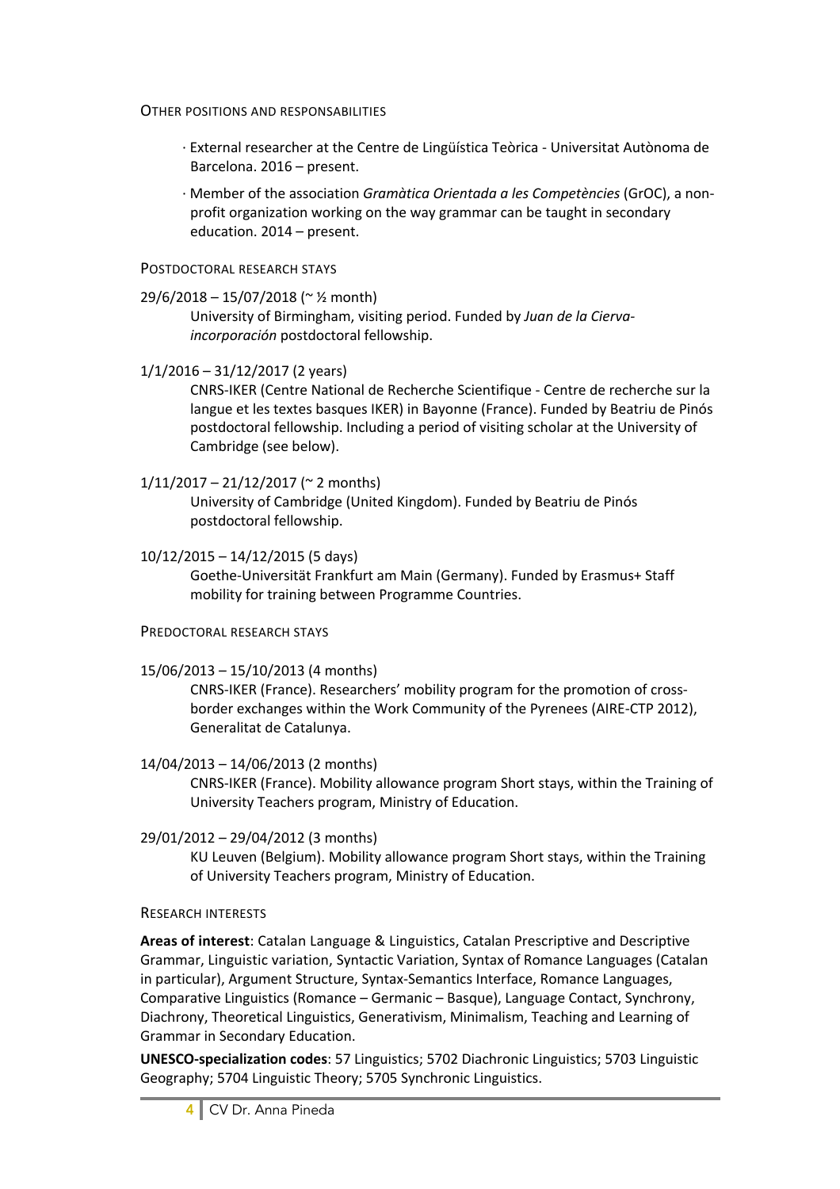## Other positions and responsabilities

- External researcher at the Centre de Lingüística Teòrica - Universitat Autònoma de Barcelona. 2016 – present.
- Member of the association *Gramàtica Orientada a les Competències* (GrOC), a non-profit organization working on the way grammar can be taught in secondary education. 2014 – present.

## Postdoctoral research stays

29/6/2018 – 15/07/2018 (~ ½ month)
University of Birmingham, visiting period. Funded by *Juan de la Cierva-incorporación* postdoctoral fellowship.

1/1/2016 – 31/12/2017 (2 years)
CNRS-IKER (Centre National de Recherche Scientifique - Centre de recherche sur la langue et les textes basques IKER) in Bayonne (France). Funded by Beatriu de Pinós postdoctoral fellowship. Including a period of visiting scholar at the University of Cambridge (see below).

1/11/2017 – 21/12/2017 (~ 2 months)
University of Cambridge (United Kingdom). Funded by Beatriu de Pinós postdoctoral fellowship.

10/12/2015 – 14/12/2015 (5 days)
Goethe-Universität Frankfurt am Main (Germany). Funded by Erasmus+ Staff mobility for training between Programme Countries.

## Predoctoral research stays

15/06/2013 – 15/10/2013 (4 months)
CNRS-IKER (France). Researchers' mobility program for the promotion of cross-border exchanges within the Work Community of the Pyrenees (AIRE-CTP 2012), Generalitat de Catalunya.

14/04/2013 – 14/06/2013 (2 months)
CNRS-IKER (France). Mobility allowance program Short stays, within the Training of University Teachers program, Ministry of Education.

29/01/2012 – 29/04/2012 (3 months)
KU Leuven (Belgium). Mobility allowance program Short stays, within the Training of University Teachers program, Ministry of Education.

## Research interests

**Areas of interest**: Catalan Language & Linguistics, Catalan Prescriptive and Descriptive Grammar, Linguistic variation, Syntactic Variation, Syntax of Romance Languages (Catalan in particular), Argument Structure, Syntax-Semantics Interface, Romance Languages, Comparative Linguistics (Romance – Germanic – Basque), Language Contact, Synchrony, Diachrony, Theoretical Linguistics, Generativism, Minimalism, Teaching and Learning of Grammar in Secondary Education.

**UNESCO-specialization codes**: 57 Linguistics; 5702 Diachronic Linguistics; 5703 Linguistic Geography; 5704 Linguistic Theory; 5705 Synchronic Linguistics.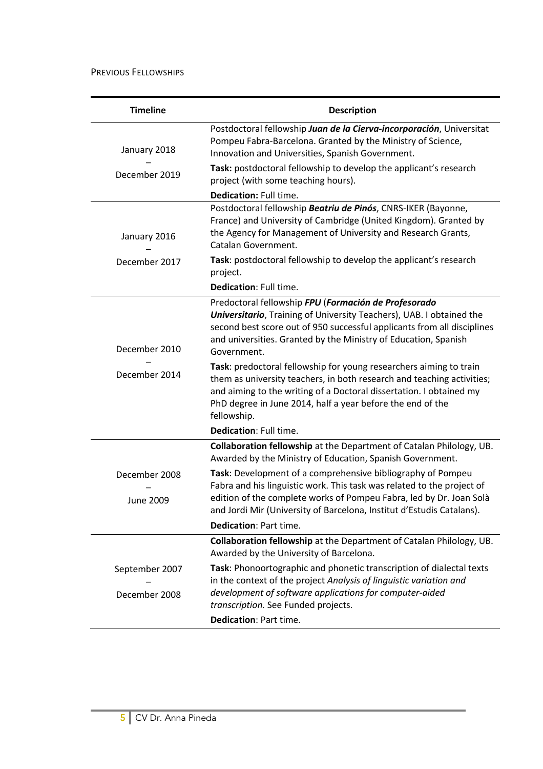## Previous Fellowships

| Timeline | Description |
|---|---|
| January 2018 – December 2019 | Postdoctoral fellowship ***Juan de la Cierva-incorporación***, Universitat Pompeu Fabra-Barcelona. Granted by the Ministry of Science, Innovation and Universities, Spanish Government.<br>**Task:** postdoctoral fellowship to develop the applicant's research project (with some teaching hours).<br>**Dedication:** Full time. |
| January 2016 – December 2017 | Postdoctoral fellowship ***Beatriu de Pinós***, CNRS-IKER (Bayonne, France) and University of Cambridge (United Kingdom). Granted by the Agency for Management of University and Research Grants, Catalan Government.<br>**Task**: postdoctoral fellowship to develop the applicant's research project.<br>**Dedication**: Full time. |
| December 2010 – December 2014 | Predoctoral fellowship ***FPU*** (***Formación de Profesorado Universitario***, Training of University Teachers), UAB. I obtained the second best score out of 950 successful applicants from all disciplines and universities. Granted by the Ministry of Education, Spanish Government.<br>**Task**: predoctoral fellowship for young researchers aiming to train them as university teachers, in both research and teaching activities; and aiming to the writing of a Doctoral dissertation. I obtained my PhD degree in June 2014, half a year before the end of the fellowship.<br>**Dedication**: Full time. |
| December 2008 – June 2009 | **Collaboration fellowship** at the Department of Catalan Philology, UB. Awarded by the Ministry of Education, Spanish Government.<br>**Task**: Development of a comprehensive bibliography of Pompeu Fabra and his linguistic work. This task was related to the project of edition of the complete works of Pompeu Fabra, led by Dr. Joan Solà and Jordi Mir (University of Barcelona, Institut d'Estudis Catalans).<br>**Dedication**: Part time. |
| September 2007 – December 2008 | **Collaboration fellowship** at the Department of Catalan Philology, UB. Awarded by the University of Barcelona.<br>**Task**: Phonoortographic and phonetic transcription of dialectal texts in the context of the project *Analysis of linguistic variation and development of software applications for computer-aided transcription.* See Funded projects.<br>**Dedication**: Part time. |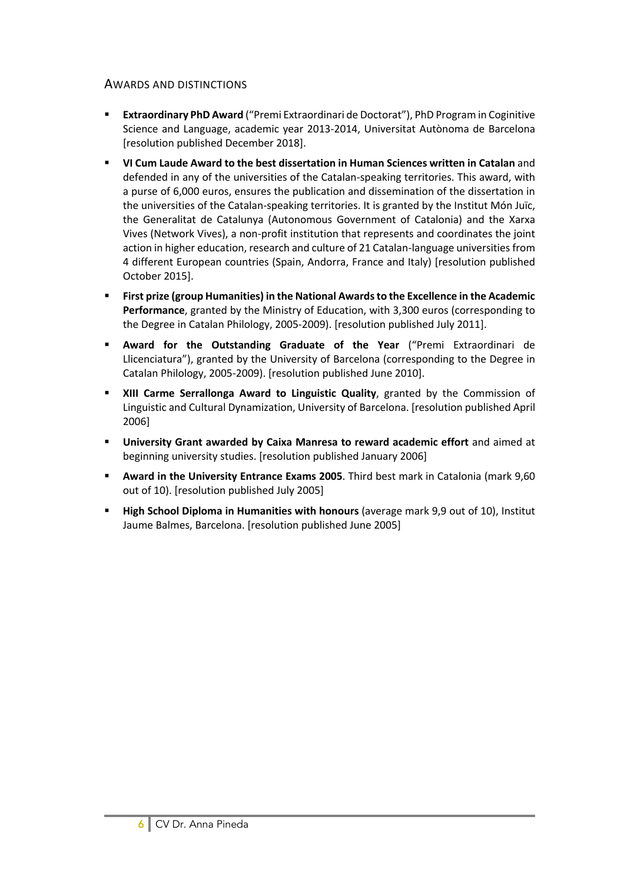## Awards and Distinctions

- **Extraordinary PhD Award** ("Premi Extraordinari de Doctorat"), PhD Program in Coginitive Science and Language, academic year 2013-2014, Universitat Autònoma de Barcelona [resolution published December 2018].
- **VI Cum Laude Award to the best dissertation in Human Sciences written in Catalan** and defended in any of the universities of the Catalan-speaking territories. This award, with a purse of 6,000 euros, ensures the publication and dissemination of the dissertation in the universities of the Catalan-speaking territories. It is granted by the Institut Món Juïc, the Generalitat de Catalunya (Autonomous Government of Catalonia) and the Xarxa Vives (Network Vives), a non-profit institution that represents and coordinates the joint action in higher education, research and culture of 21 Catalan-language universities from 4 different European countries (Spain, Andorra, France and Italy) [resolution published October 2015].
- **First prize (group Humanities) in the National Awards to the Excellence in the Academic Performance**, granted by the Ministry of Education, with 3,300 euros (corresponding to the Degree in Catalan Philology, 2005-2009). [resolution published July 2011].
- **Award for the Outstanding Graduate of the Year** ("Premi Extraordinari de Llicenciatura"), granted by the University of Barcelona (corresponding to the Degree in Catalan Philology, 2005-2009). [resolution published June 2010].
- **XIII Carme Serrallonga Award to Linguistic Quality**, granted by the Commission of Linguistic and Cultural Dynamization, University of Barcelona. [resolution published April 2006]
- **University Grant awarded by Caixa Manresa to reward academic effort** and aimed at beginning university studies. [resolution published January 2006]
- **Award in the University Entrance Exams 2005**. Third best mark in Catalonia (mark 9,60 out of 10). [resolution published July 2005]
- **High School Diploma in Humanities with honours** (average mark 9,9 out of 10), Institut Jaume Balmes, Barcelona. [resolution published June 2005]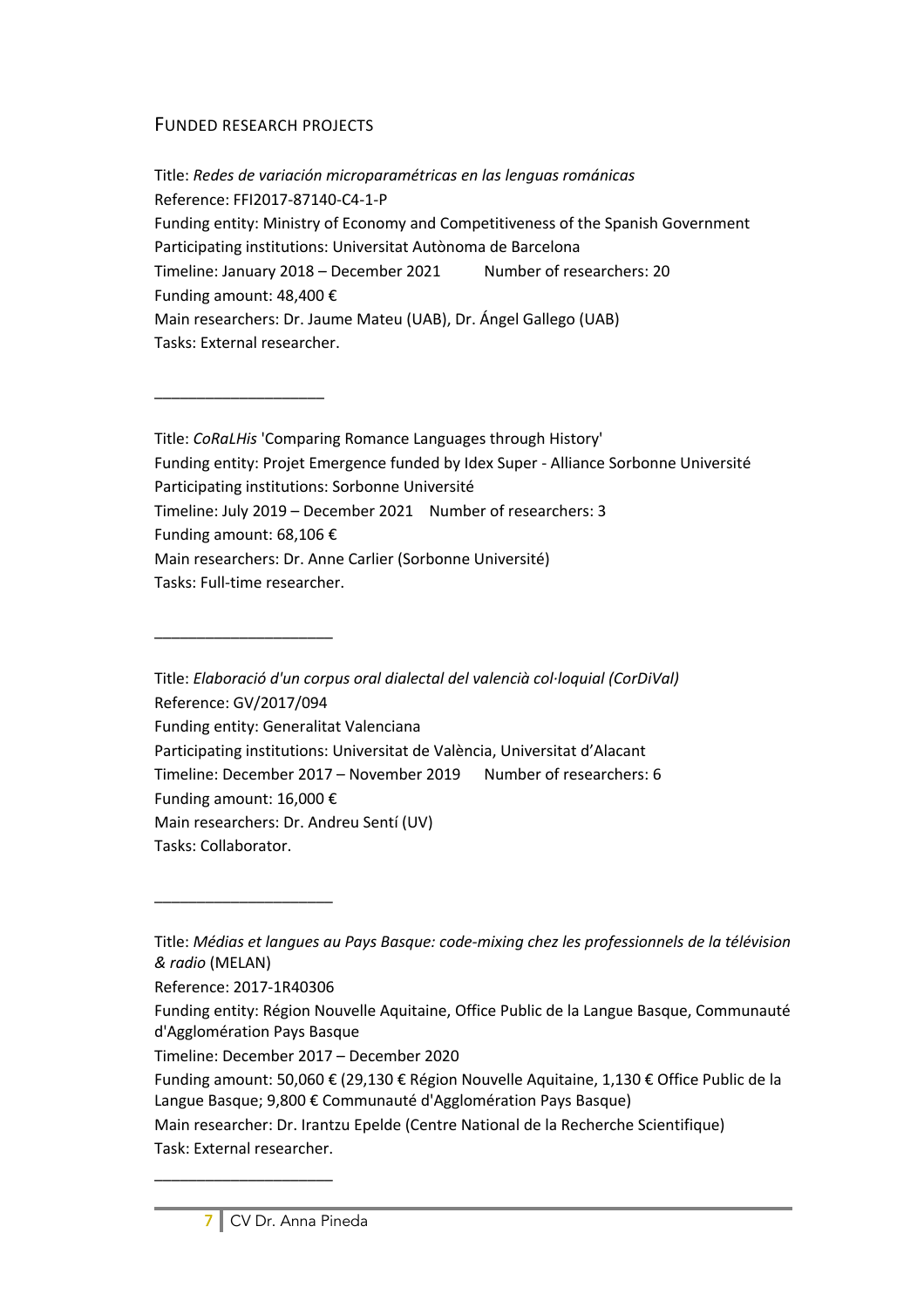## Funded Research Projects

Title: *Redes de variación microparamétricas en las lenguas románicas*
Reference: FFI2017-87140-C4-1-P
Funding entity: Ministry of Economy and Competitiveness of the Spanish Government
Participating institutions: Universitat Autònoma de Barcelona
Timeline: January 2018 – December 2021 Number of researchers: 20
Funding amount: 48,400 €
Main researchers: Dr. Jaume Mateu (UAB), Dr. Ángel Gallego (UAB)
Tasks: External researcher.

---

Title: *CoRaLHis* 'Comparing Romance Languages through History'
Funding entity: Projet Emergence funded by Idex Super - Alliance Sorbonne Université
Participating institutions: Sorbonne Université
Timeline: July 2019 – December 2021 Number of researchers: 3
Funding amount: 68,106 €
Main researchers: Dr. Anne Carlier (Sorbonne Université)
Tasks: Full-time researcher.

---

Title: *Elaboració d'un corpus oral dialectal del valencià col·loquial (CorDiVal)*
Reference: GV/2017/094
Funding entity: Generalitat Valenciana
Participating institutions: Universitat de València, Universitat d'Alacant
Timeline: December 2017 – November 2019 Number of researchers: 6
Funding amount: 16,000 €
Main researchers: Dr. Andreu Sentí (UV)
Tasks: Collaborator.

---

Title: *Médias et langues au Pays Basque: code-mixing chez les professionnels de la télévision & radio* (MELAN)

Reference: 2017-1R40306

Funding entity: Région Nouvelle Aquitaine, Office Public de la Langue Basque, Communauté d'Agglomération Pays Basque

Timeline: December 2017 – December 2020

Funding amount: 50,060 € (29,130 € Région Nouvelle Aquitaine, 1,130 € Office Public de la Langue Basque; 9,800 € Communauté d'Agglomération Pays Basque)

Main researcher: Dr. Irantzu Epelde (Centre National de la Recherche Scientifique)

Task: External researcher.

---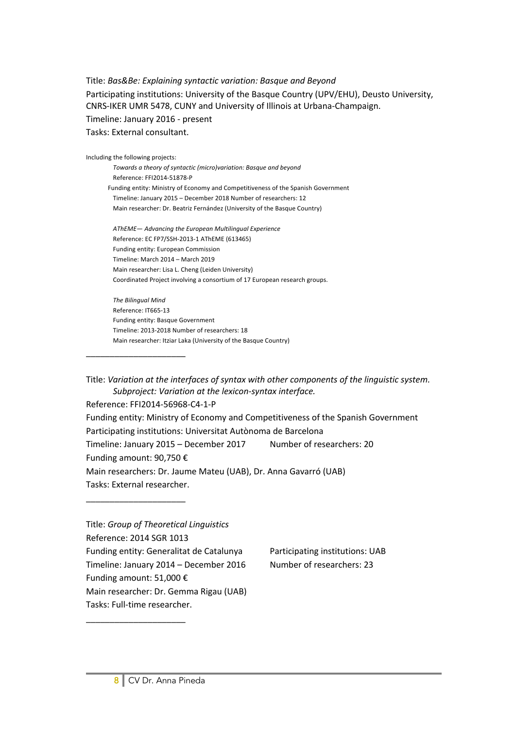Title: *Bas&Be: Explaining syntactic variation: Basque and Beyond*

Participating institutions: University of the Basque Country (UPV/EHU), Deusto University, CNRS-IKER UMR 5478, CUNY and University of Illinois at Urbana-Champaign.

Timeline: January 2016 - present

Tasks: External consultant.

Including the following projects:

> *Towards a theory of syntactic (micro)variation: Basque and beyond*
> Reference: FFI2014-51878-P
> Funding entity: Ministry of Economy and Competitiveness of the Spanish Government
> Timeline: January 2015 – December 2018 Number of researchers: 12
> Main researcher: Dr. Beatriz Fernández (University of the Basque Country)
>
> *AThEME— Advancing the European Multilingual Experience*
> Reference: EC FP7/SSH-2013-1 AThEME (613465)
> Funding entity: European Commission
> Timeline: March 2014 – March 2019
> Main researcher: Lisa L. Cheng (Leiden University)
> Coordinated Project involving a consortium of 17 European research groups.
>
> *The Bilingual Mind*
> Reference: IT665-13
> Funding entity: Basque Government
> Timeline: 2013-2018 Number of researchers: 18
> Main researcher: Itziar Laka (University of the Basque Country)

---

Title: *Variation at the interfaces of syntax with other components of the linguistic system. Subproject: Variation at the lexicon-syntax interface.*

Reference: FFI2014-56968-C4-1-P

Funding entity: Ministry of Economy and Competitiveness of the Spanish Government

Participating institutions: Universitat Autònoma de Barcelona

Timeline: January 2015 – December 2017 Number of researchers: 20

Funding amount: 90,750 €

Main researchers: Dr. Jaume Mateu (UAB), Dr. Anna Gavarró (UAB)

Tasks: External researcher.

---

Title: *Group of Theoretical Linguistics*

Reference: 2014 SGR 1013

Funding entity: Generalitat de Catalunya Participating institutions: UAB

Timeline: January 2014 – December 2016 Number of researchers: 23

Funding amount: 51,000 €

Main researcher: Dr. Gemma Rigau (UAB)

Tasks: Full-time researcher.

---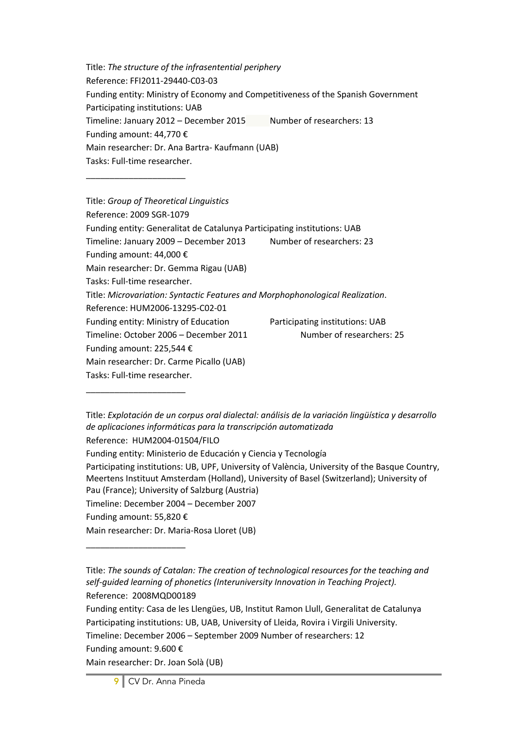Title: *The structure of the infrasentential periphery*
Reference: FFI2011-29440-C03-03
Funding entity: Ministry of Economy and Competitiveness of the Spanish Government
Participating institutions: UAB
Timeline: January 2012 – December 2015 Number of researchers: 13
Funding amount: 44,770 €
Main researcher: Dr. Ana Bartra- Kaufmann (UAB)
Tasks: Full-time researcher.

_____________________

Title: *Group of Theoretical Linguistics*
Reference: 2009 SGR-1079
Funding entity: Generalitat de Catalunya Participating institutions: UAB
Timeline: January 2009 – December 2013 Number of researchers: 23
Funding amount: 44,000 €
Main researcher: Dr. Gemma Rigau (UAB)
Tasks: Full-time researcher.
Title: *Microvariation: Syntactic Features and Morphophonological Realization*.
Reference: HUM2006-13295-C02-01
Funding entity: Ministry of Education Participating institutions: UAB
Timeline: October 2006 – December 2011 Number of researchers: 25
Funding amount: 225,544 €
Main researcher: Dr. Carme Picallo (UAB)
Tasks: Full-time researcher.

_____________________

Title: *Explotación de un corpus oral dialectal: análisis de la variación lingüística y desarrollo de aplicaciones informáticas para la transcripción automatizada*
Reference: HUM2004-01504/FILO
Funding entity: Ministerio de Educación y Ciencia y Tecnología
Participating institutions: UB, UPF, University of València, University of the Basque Country, Meertens Instituut Amsterdam (Holland), University of Basel (Switzerland); University of Pau (France); University of Salzburg (Austria)
Timeline: December 2004 – December 2007
Funding amount: 55,820 €
Main researcher: Dr. Maria-Rosa Lloret (UB)

_____________________

Title: *The sounds of Catalan: The creation of technological resources for the teaching and self-guided learning of phonetics (Interuniversity Innovation in Teaching Project).*
Reference: 2008MQD00189
Funding entity: Casa de les Llengües, UB, Institut Ramon Llull, Generalitat de Catalunya
Participating institutions: UB, UAB, University of Lleida, Rovira i Virgili University.
Timeline: December 2006 – September 2009 Number of researchers: 12
Funding amount: 9.600 €
Main researcher: Dr. Joan Solà (UB)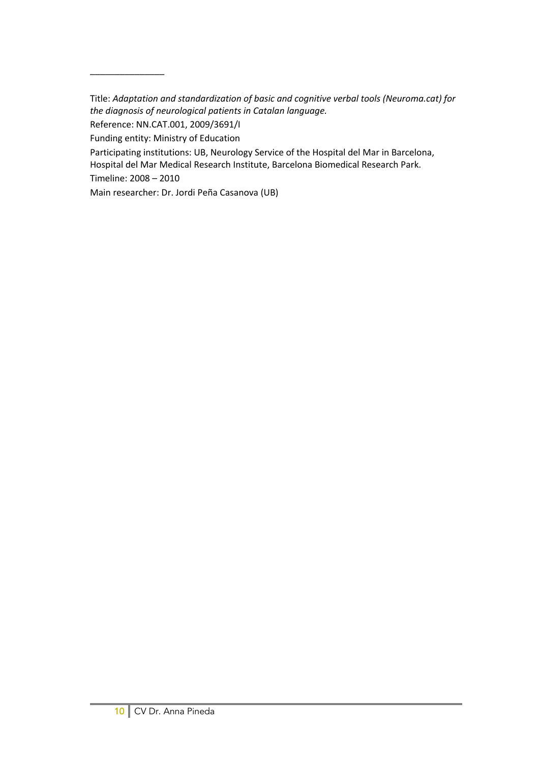_______________

Title: *Adaptation and standardization of basic and cognitive verbal tools (Neuroma.cat) for the diagnosis of neurological patients in Catalan language.*

Reference: NN.CAT.001, 2009/3691/I

Funding entity: Ministry of Education

Participating institutions: UB, Neurology Service of the Hospital del Mar in Barcelona, Hospital del Mar Medical Research Institute, Barcelona Biomedical Research Park.

Timeline: 2008 – 2010

Main researcher: Dr. Jordi Peña Casanova (UB)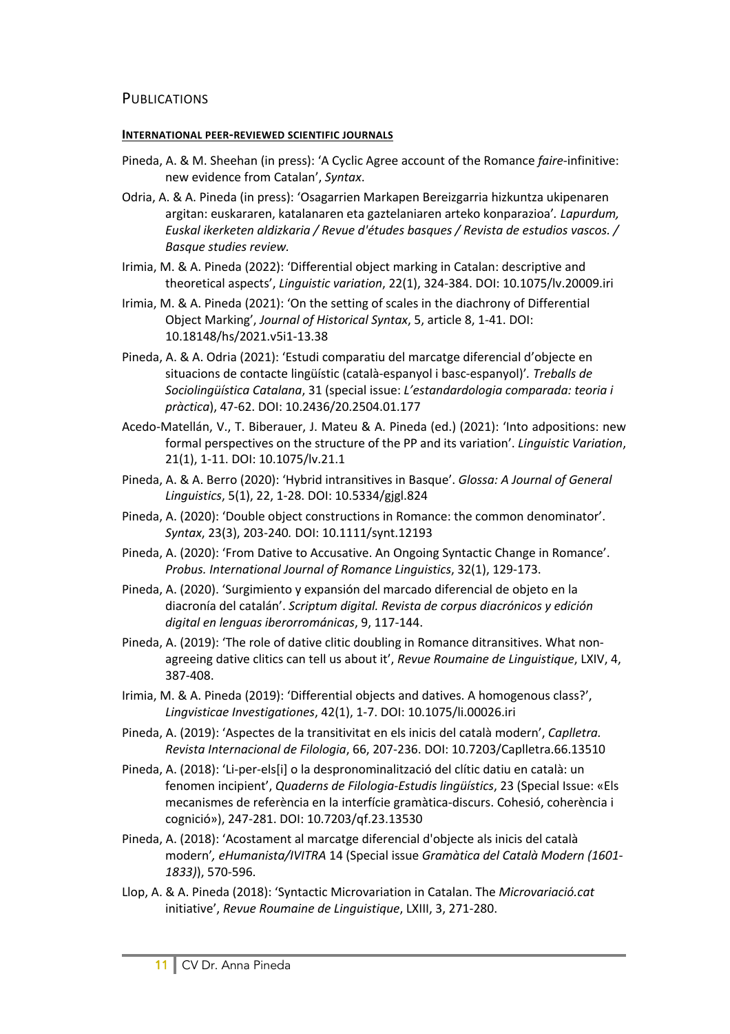## Publications

### INTERNATIONAL PEER-REVIEWED SCIENTIFIC JOURNALS

- Pineda, A. & M. Sheehan (in press): 'A Cyclic Agree account of the Romance *faire*-infinitive: new evidence from Catalan', *Syntax*.
- Odria, A. & A. Pineda (in press): 'Osagarrien Markapen Bereizgarria hizkuntza ukipenaren argitan: euskararen, katalanaren eta gaztelaniaren arteko konparazioa'. *Lapurdum, Euskal ikerketen aldizkaria / Revue d'études basques / Revista de estudios vascos. / Basque studies review.*
- Irimia, M. & A. Pineda (2022): 'Differential object marking in Catalan: descriptive and theoretical aspects', *Linguistic variation*, 22(1), 324-384. DOI: 10.1075/lv.20009.iri
- Irimia, M. & A. Pineda (2021): 'On the setting of scales in the diachrony of Differential Object Marking', *Journal of Historical Syntax*, 5, article 8, 1-41. DOI: 10.18148/hs/2021.v5i1-13.38
- Pineda, A. & A. Odria (2021): 'Estudi comparatiu del marcatge diferencial d'objecte en situacions de contacte lingüístic (català-espanyol i basc-espanyol)'. *Treballs de Sociolingüística Catalana*, 31 (special issue: *L'estandardologia comparada: teoria i pràctica*), 47-62. DOI: 10.2436/20.2504.01.177
- Acedo-Matellán, V., T. Biberauer, J. Mateu & A. Pineda (ed.) (2021): 'Into adpositions: new formal perspectives on the structure of the PP and its variation'. *Linguistic Variation*, 21(1), 1-11. DOI: 10.1075/lv.21.1
- Pineda, A. & A. Berro (2020): 'Hybrid intransitives in Basque'. *Glossa: A Journal of General Linguistics*, 5(1), 22, 1-28. DOI: 10.5334/gjgl.824
- Pineda, A. (2020): 'Double object constructions in Romance: the common denominator'. *Syntax*, 23(3), 203-240. DOI: 10.1111/synt.12193
- Pineda, A. (2020): 'From Dative to Accusative. An Ongoing Syntactic Change in Romance'. *Probus. International Journal of Romance Linguistics*, 32(1), 129-173.
- Pineda, A. (2020). 'Surgimiento y expansión del marcado diferencial de objeto en la diacronía del catalán'. *Scriptum digital. Revista de corpus diacrónicos y edición digital en lenguas iberorrománicas*, 9, 117-144.
- Pineda, A. (2019): 'The role of dative clitic doubling in Romance ditransitives. What non-agreeing dative clitics can tell us about it', *Revue Roumaine de Linguistique*, LXIV, 4, 387-408.
- Irimia, M. & A. Pineda (2019): 'Differential objects and datives. A homogenous class?', *Lingvisticae Investigationes*, 42(1), 1-7. DOI: 10.1075/li.00026.iri
- Pineda, A. (2019): 'Aspectes de la transitivitat en els inicis del català modern', *Caplletra. Revista Internacional de Filologia*, 66, 207-236. DOI: 10.7203/Caplletra.66.13510
- Pineda, A. (2018): 'Li-per-els[i] o la despronominalització del clític datiu en català: un fenomen incipient', *Quaderns de Filologia-Estudis lingüístics*, 23 (Special Issue: «Els mecanismes de referència en la interfície gramàtica-discurs. Cohesió, coherència i cognició»), 247-281. DOI: 10.7203/qf.23.13530
- Pineda, A. (2018): 'Acostament al marcatge diferencial d'objecte als inicis del català modern', *eHumanista/IVITRA* 14 (Special issue *Gramàtica del Català Modern (1601-1833)*), 570-596.
- Llop, A. & A. Pineda (2018): 'Syntactic Microvariation in Catalan. The *Microvariació.cat* initiative', *Revue Roumaine de Linguistique*, LXIII, 3, 271-280.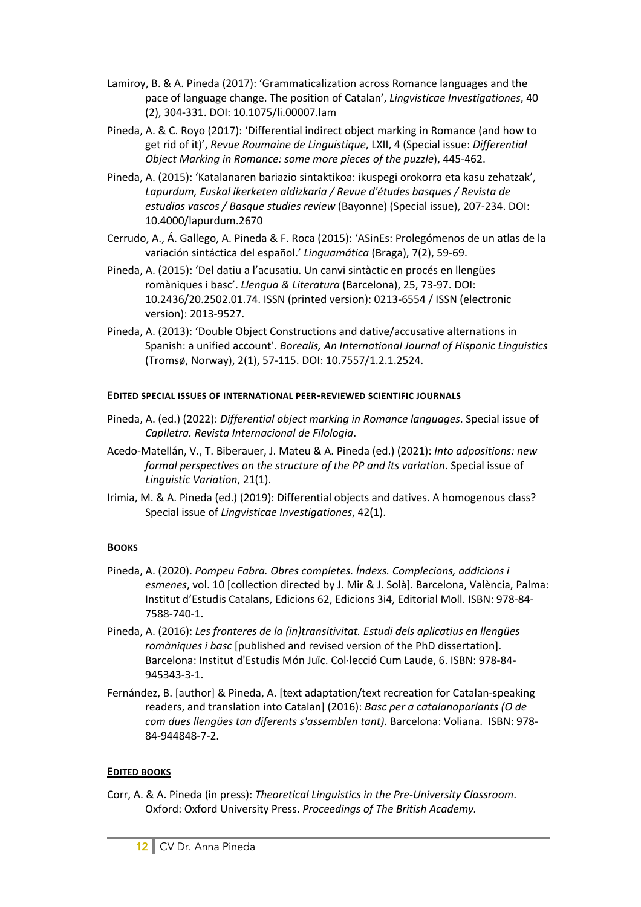Lamiroy, B. & A. Pineda (2017): 'Grammaticalization across Romance languages and the pace of language change. The position of Catalan', *Lingvisticae Investigationes*, 40 (2), 304-331. DOI: 10.1075/li.00007.lam

Pineda, A. & C. Royo (2017): 'Differential indirect object marking in Romance (and how to get rid of it)', *Revue Roumaine de Linguistique*, LXII, 4 (Special issue: *Differential Object Marking in Romance: some more pieces of the puzzle*), 445-462.

Pineda, A. (2015): 'Katalanaren bariazio sintaktikoa: ikuspegi orokorra eta kasu zehatzak', *Lapurdum, Euskal ikerketen aldizkaria / Revue d'études basques / Revista de estudios vascos / Basque studies review* (Bayonne) (Special issue), 207-234. DOI: 10.4000/lapurdum.2670

Cerrudo, A., Á. Gallego, A. Pineda & F. Roca (2015): 'ASinEs: Prolegómenos de un atlas de la variación sintáctica del español.' *Linguamática* (Braga), 7(2), 59-69.

Pineda, A. (2015): 'Del datiu a l'acusatiu. Un canvi sintàctic en procés en llengües romàniques i basc'. *Llengua & Literatura* (Barcelona), 25, 73-97. DOI: 10.2436/20.2502.01.74. ISSN (printed version): 0213-6554 / ISSN (electronic version): 2013-9527.

Pineda, A. (2013): 'Double Object Constructions and dative/accusative alternations in Spanish: a unified account'. *Borealis, An International Journal of Hispanic Linguistics* (Tromsø, Norway), 2(1), 57-115. DOI: 10.7557/1.2.1.2524.

#### EDITED SPECIAL ISSUES OF INTERNATIONAL PEER-REVIEWED SCIENTIFIC JOURNALS

Pineda, A. (ed.) (2022): *Differential object marking in Romance languages*. Special issue of *Caplletra. Revista Internacional de Filologia*.

Acedo-Matellán, V., T. Biberauer, J. Mateu & A. Pineda (ed.) (2021): *Into adpositions: new formal perspectives on the structure of the PP and its variation*. Special issue of *Linguistic Variation*, 21(1).

Irimia, M. & A. Pineda (ed.) (2019): Differential objects and datives. A homogenous class? Special issue of *Lingvisticae Investigationes*, 42(1).

#### BOOKS

Pineda, A. (2020). *Pompeu Fabra. Obres completes. Índexs. Complecions, addicions i esmenes*, vol. 10 [collection directed by J. Mir & J. Solà]. Barcelona, València, Palma: Institut d'Estudis Catalans, Edicions 62, Edicions 3i4, Editorial Moll. ISBN: 978-84-7588-740-1.

Pineda, A. (2016): *Les fronteres de la (in)transitivitat. Estudi dels aplicatius en llengües romàniques i basc* [published and revised version of the PhD dissertation]. Barcelona: Institut d'Estudis Món Juïc. Col·lecció Cum Laude, 6. ISBN: 978-84-945343-3-1.

Fernández, B. [author] & Pineda, A. [text adaptation/text recreation for Catalan-speaking readers, and translation into Catalan] (2016): *Basc per a catalanoparlants (O de com dues llengües tan diferents s'assemblen tant)*. Barcelona: Voliana. ISBN: 978-84-944848-7-2.

#### EDITED BOOKS

Corr, A. & A. Pineda (in press): *Theoretical Linguistics in the Pre-University Classroom*. Oxford: Oxford University Press. *Proceedings of The British Academy.*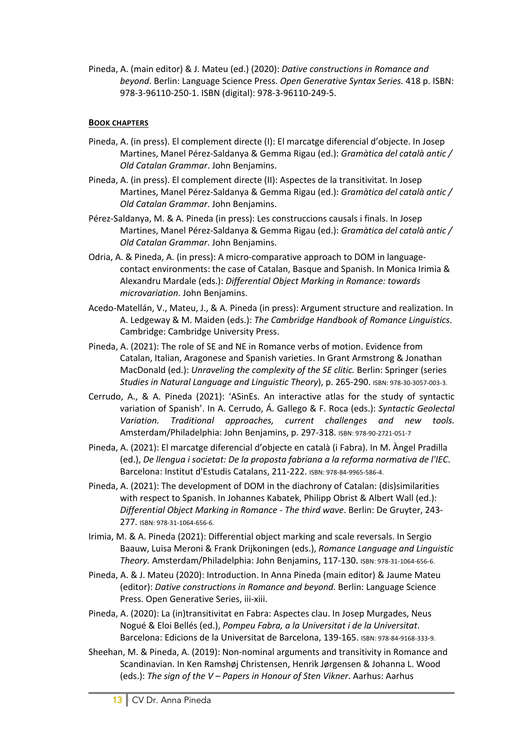Pineda, A. (main editor) & J. Mateu (ed.) (2020): *Dative constructions in Romance and beyond*. Berlin: Language Science Press. *Open Generative Syntax Series.* 418 p. ISBN: 978-3-96110-250-1. ISBN (digital): 978-3-96110-249-5.

**BOOK CHAPTERS**

Pineda, A. (in press). El complement directe (I): El marcatge diferencial d'objecte. In Josep Martines, Manel Pérez-Saldanya & Gemma Rigau (ed.): *Gramàtica del català antic / Old Catalan Grammar*. John Benjamins.

Pineda, A. (in press). El complement directe (II): Aspectes de la transitivitat. In Josep Martines, Manel Pérez-Saldanya & Gemma Rigau (ed.): *Gramàtica del català antic / Old Catalan Grammar*. John Benjamins.

Pérez-Saldanya, M. & A. Pineda (in press): Les construccions causals i finals. In Josep Martines, Manel Pérez-Saldanya & Gemma Rigau (ed.): *Gramàtica del català antic / Old Catalan Grammar*. John Benjamins.

Odria, A. & Pineda, A. (in press): A micro-comparative approach to DOM in language-contact environments: the case of Catalan, Basque and Spanish. In Monica Irimia & Alexandru Mardale (eds.): *Differential Object Marking in Romance: towards microvariation*. John Benjamins.

Acedo-Matellán, V., Mateu, J., & A. Pineda (in press): Argument structure and realization. In A. Ledgeway & M. Maiden (eds.): *The Cambridge Handbook of Romance Linguistics*. Cambridge: Cambridge University Press.

Pineda, A. (2021): The role of SE and NE in Romance verbs of motion. Evidence from Catalan, Italian, Aragonese and Spanish varieties. In Grant Armstrong & Jonathan MacDonald (ed.): *Unraveling the complexity of the SE clitic.* Berlin: Springer (series *Studies in Natural Language and Linguistic Theory*), p. 265-290. ISBN: 978-30-3057-003-3.

Cerrudo, A., & A. Pineda (2021): 'ASinEs. An interactive atlas for the study of syntactic variation of Spanish'. In A. Cerrudo, Á. Gallego & F. Roca (eds.): *Syntactic Geolectal Variation. Traditional approaches, current challenges and new tools.* Amsterdam/Philadelphia: John Benjamins, p. 297-318. ISBN: 978-90-2721-051-7

Pineda, A. (2021): El marcatge diferencial d'objecte en català (i Fabra). In M. Àngel Pradilla (ed.), *De llengua i societat: De la proposta fabriana a la reforma normativa de l'IEC*. Barcelona: Institut d'Estudis Catalans, 211-222. ISBN: 978-84-9965-586-4.

Pineda, A. (2021): The development of DOM in the diachrony of Catalan: (dis)similarities with respect to Spanish. In Johannes Kabatek, Philipp Obrist & Albert Wall (ed.): *Differential Object Marking in Romance - The third wave*. Berlin: De Gruyter, 243-277. ISBN: 978-31-1064-656-6.

Irimia, M. & A. Pineda (2021): Differential object marking and scale reversals. In Sergio Baauw, Luisa Meroni & Frank Drijkoningen (eds.), *Romance Language and Linguistic Theory.* Amsterdam/Philadelphia: John Benjamins, 117-130. ISBN: 978-31-1064-656-6.

Pineda, A. & J. Mateu (2020): Introduction. In Anna Pineda (main editor) & Jaume Mateu (editor): *Dative constructions in Romance and beyond*. Berlin: Language Science Press. Open Generative Series, iii-xiii.

Pineda, A. (2020): La (in)transitivitat en Fabra: Aspectes clau. In Josep Murgades, Neus Nogué & Eloi Bellés (ed.), *Pompeu Fabra, a la Universitat i de la Universitat*. Barcelona: Edicions de la Universitat de Barcelona, 139-165. ISBN: 978-84-9168-333-9.

Sheehan, M. & Pineda, A. (2019): Non-nominal arguments and transitivity in Romance and Scandinavian. In Ken Ramshøj Christensen, Henrik Jørgensen & Johanna L. Wood (eds.): *The sign of the V – Papers in Honour of Sten Vikner*. Aarhus: Aarhus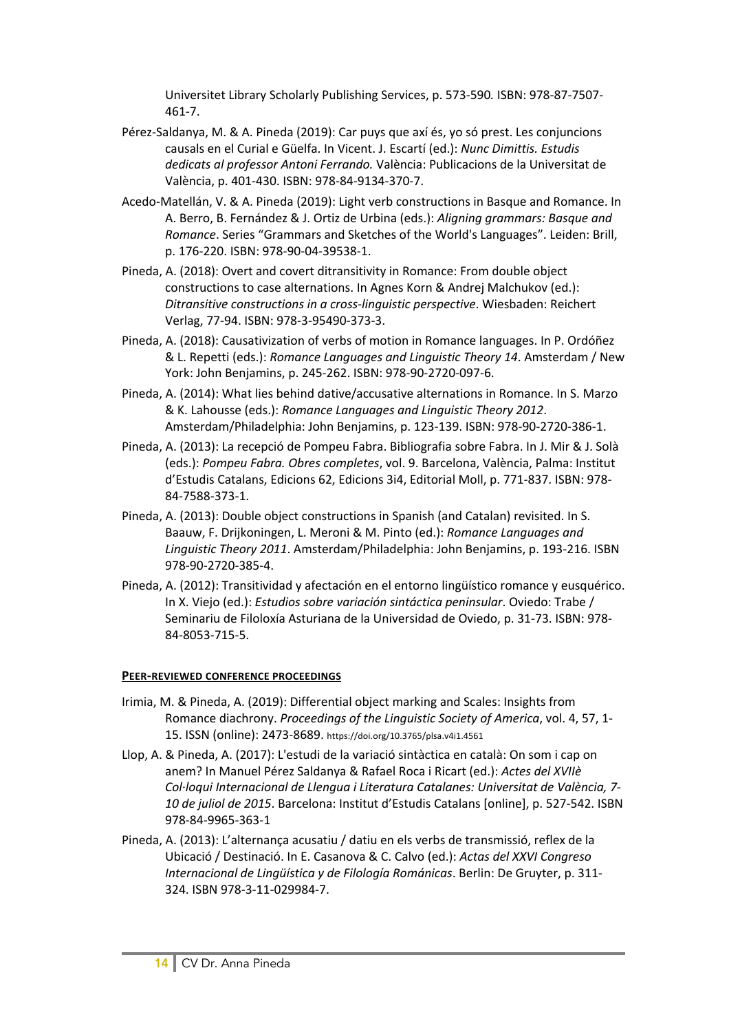Universitet Library Scholarly Publishing Services, p. 573-590. ISBN: 978-87-7507-461-7.

Pérez-Saldanya, M. & A. Pineda (2019): Car puys que axí és, yo só prest. Les conjuncions causals en el Curial e Güelfa. In Vicent. J. Escartí (ed.): *Nunc Dimittis. Estudis dedicats al professor Antoni Ferrando.* València: Publicacions de la Universitat de València, p. 401-430. ISBN: 978-84-9134-370-7.

Acedo-Matellán, V. & A. Pineda (2019): Light verb constructions in Basque and Romance. In A. Berro, B. Fernández & J. Ortiz de Urbina (eds.): *Aligning grammars: Basque and Romance*. Series "Grammars and Sketches of the World's Languages". Leiden: Brill, p. 176-220. ISBN: 978-90-04-39538-1.

Pineda, A. (2018): Overt and covert ditransitivity in Romance: From double object constructions to case alternations. In Agnes Korn & Andrej Malchukov (ed.): *Ditransitive constructions in a cross-linguistic perspective*. Wiesbaden: Reichert Verlag, 77-94. ISBN: 978-3-95490-373-3.

Pineda, A. (2018): Causativization of verbs of motion in Romance languages. In P. Ordóñez & L. Repetti (eds.): *Romance Languages and Linguistic Theory 14*. Amsterdam / New York: John Benjamins, p. 245-262. ISBN: 978-90-2720-097-6.

Pineda, A. (2014): What lies behind dative/accusative alternations in Romance. In S. Marzo & K. Lahousse (eds.): *Romance Languages and Linguistic Theory 2012*. Amsterdam/Philadelphia: John Benjamins, p. 123-139. ISBN: 978-90-2720-386-1.

Pineda, A. (2013): La recepció de Pompeu Fabra. Bibliografia sobre Fabra. In J. Mir & J. Solà (eds.): *Pompeu Fabra. Obres completes*, vol. 9. Barcelona, València, Palma: Institut d'Estudis Catalans, Edicions 62, Edicions 3i4, Editorial Moll, p. 771-837. ISBN: 978-84-7588-373-1.

Pineda, A. (2013): Double object constructions in Spanish (and Catalan) revisited. In S. Baauw, F. Drijkoningen, L. Meroni & M. Pinto (ed.): *Romance Languages and Linguistic Theory 2011*. Amsterdam/Philadelphia: John Benjamins, p. 193-216. ISBN 978-90-2720-385-4.

Pineda, A. (2012): Transitividad y afectación en el entorno lingüístico romance y eusquérico. In X. Viejo (ed.): *Estudios sobre variación sintáctica peninsular*. Oviedo: Trabe / Seminariu de Filoloxía Asturiana de la Universidad de Oviedo, p. 31-73. ISBN: 978-84-8053-715-5.

**PEER-REVIEWED CONFERENCE PROCEEDINGS**

Irimia, M. & Pineda, A. (2019): Differential object marking and Scales: Insights from Romance diachrony. *Proceedings of the Linguistic Society of America*, vol. 4, 57, 1-15. ISSN (online): 2473-8689. https://doi.org/10.3765/plsa.v4i1.4561

Llop, A. & Pineda, A. (2017): L'estudi de la variació sintàctica en català: On som i cap on anem? In Manuel Pérez Saldanya & Rafael Roca i Ricart (ed.): *Actes del XVIIè Col·loqui Internacional de Llengua i Literatura Catalanes: Universitat de València, 7-10 de juliol de 2015*. Barcelona: Institut d'Estudis Catalans [online], p. 527-542. ISBN 978-84-9965-363-1

Pineda, A. (2013): L'alternança acusatiu / datiu en els verbs de transmissió, reflex de la Ubicació / Destinació. In E. Casanova & C. Calvo (ed.): *Actas del XXVI Congreso Internacional de Lingüística y de Filología Románicas*. Berlin: De Gruyter, p. 311-324. ISBN 978-3-11-029984-7.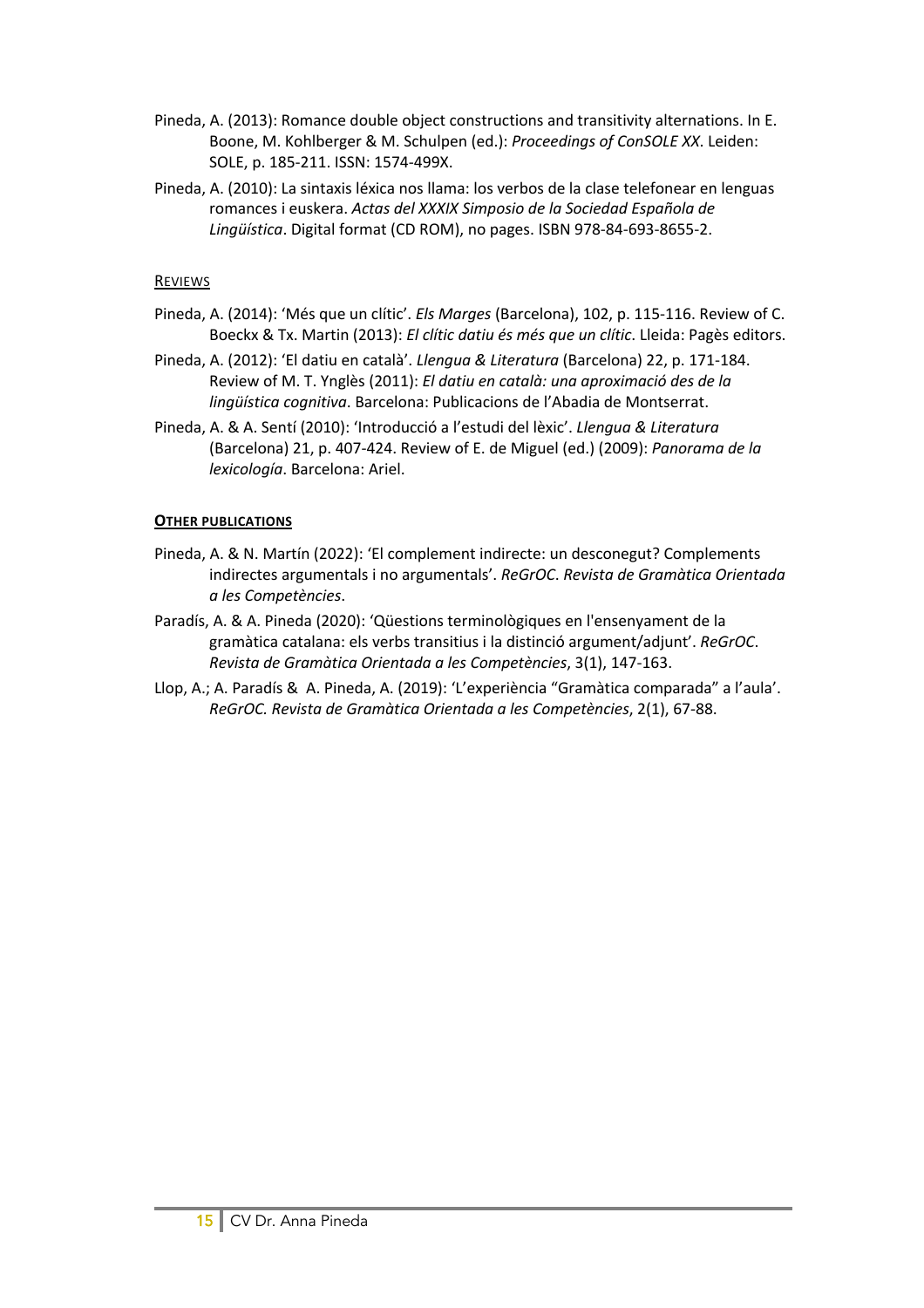Pineda, A. (2013): Romance double object constructions and transitivity alternations. In E. Boone, M. Kohlberger & M. Schulpen (ed.): *Proceedings of ConSOLE XX*. Leiden: SOLE, p. 185-211. ISSN: 1574-499X.

Pineda, A. (2010): La sintaxis léxica nos llama: los verbos de la clase telefonear en lenguas romances i euskera. *Actas del XXXIX Simposio de la Sociedad Española de Lingüística*. Digital format (CD ROM), no pages. ISBN 978-84-693-8655-2.

#### Reviews

Pineda, A. (2014): 'Més que un clític'. *Els Marges* (Barcelona), 102, p. 115-116. Review of C. Boeckx & Tx. Martin (2013): *El clític datiu és més que un clític*. Lleida: Pagès editors.

Pineda, A. (2012): 'El datiu en català'. *Llengua & Literatura* (Barcelona) 22, p. 171-184. Review of M. T. Ynglès (2011): *El datiu en català: una aproximació des de la lingüística cognitiva*. Barcelona: Publicacions de l'Abadia de Montserrat.

Pineda, A. & A. Sentí (2010): 'Introducció a l'estudi del lèxic'. *Llengua & Literatura* (Barcelona) 21, p. 407-424. Review of E. de Miguel (ed.) (2009): *Panorama de la lexicología*. Barcelona: Ariel.

#### **Other publications**

Pineda, A. & N. Martín (2022): 'El complement indirecte: un desconegut? Complements indirectes argumentals i no argumentals'. *ReGrOC*. *Revista de Gramàtica Orientada a les Competències*.

Paradís, A. & A. Pineda (2020): 'Qüestions terminològiques en l'ensenyament de la gramàtica catalana: els verbs transitius i la distinció argument/adjunt'. *ReGrOC. Revista de Gramàtica Orientada a les Competències*, 3(1), 147-163.

Llop, A.; A. Paradís & A. Pineda, A. (2019): 'L'experiència "Gramàtica comparada" a l'aula'. *ReGrOC. Revista de Gramàtica Orientada a les Competències*, 2(1), 67-88.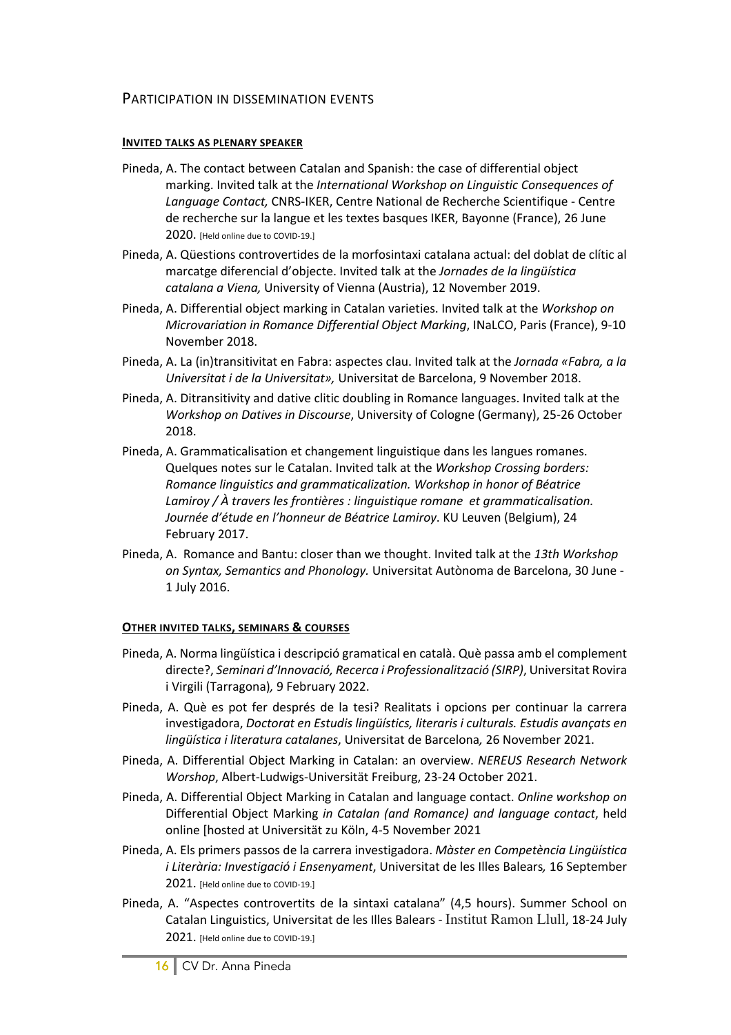## Participation in dissemination events

### Invited talks as plenary speaker

Pineda, A. The contact between Catalan and Spanish: the case of differential object marking. Invited talk at the *International Workshop on Linguistic Consequences of Language Contact,* CNRS-IKER, Centre National de Recherche Scientifique - Centre de recherche sur la langue et les textes basques IKER, Bayonne (France), 26 June 2020. [Held online due to COVID-19.]

Pineda, A. Qüestions controvertides de la morfosintaxi catalana actual: del doblat de clític al marcatge diferencial d'objecte. Invited talk at the *Jornades de la lingüística catalana a Viena,* University of Vienna (Austria), 12 November 2019.

Pineda, A. Differential object marking in Catalan varieties. Invited talk at the *Workshop on Microvariation in Romance Differential Object Marking*, INaLCO, Paris (France), 9-10 November 2018.

Pineda, A. La (in)transitivitat en Fabra: aspectes clau. Invited talk at the *Jornada «Fabra, a la Universitat i de la Universitat»,* Universitat de Barcelona, 9 November 2018.

Pineda, A. Ditransitivity and dative clitic doubling in Romance languages. Invited talk at the *Workshop on Datives in Discourse*, University of Cologne (Germany), 25-26 October 2018.

Pineda, A. Grammaticalisation et changement linguistique dans les langues romanes. Quelques notes sur le Catalan. Invited talk at the *Workshop Crossing borders: Romance linguistics and grammaticalization. Workshop in honor of Béatrice Lamiroy / À travers les frontières : linguistique romane et grammaticalisation. Journée d'étude en l'honneur de Béatrice Lamiroy*. KU Leuven (Belgium), 24 February 2017.

Pineda, A. Romance and Bantu: closer than we thought. Invited talk at the *13th Workshop on Syntax, Semantics and Phonology.* Universitat Autònoma de Barcelona, 30 June - 1 July 2016.

### Other invited talks, seminars & courses

Pineda, A. Norma lingüística i descripció gramatical en català. Què passa amb el complement directe?, *Seminari d'Innovació, Recerca i Professionalització (SIRP)*, Universitat Rovira i Virgili (Tarragona)*,* 9 February 2022.

Pineda, A. Què es pot fer després de la tesi? Realitats i opcions per continuar la carrera investigadora, *Doctorat en Estudis lingüístics, literaris i culturals. Estudis avançats en lingüística i literatura catalanes*, Universitat de Barcelona*,* 26 November 2021.

Pineda, A. Differential Object Marking in Catalan: an overview. *NEREUS Research Network Worshop*, Albert-Ludwigs-Universität Freiburg, 23-24 October 2021.

Pineda, A. Differential Object Marking in Catalan and language contact. *Online workshop on* Differential Object Marking *in Catalan (and Romance) and language contact*, held online [hosted at Universität zu Köln, 4-5 November 2021

Pineda, A. Els primers passos de la carrera investigadora. *Màster en Competència Lingüística i Literària: Investigació i Ensenyament*, Universitat de les Illes Balears*,* 16 September 2021. [Held online due to COVID-19.]

Pineda, A. "Aspectes controvertits de la sintaxi catalana" (4,5 hours). Summer School on Catalan Linguistics, Universitat de les Illes Balears - Institut Ramon Llull, 18-24 July 2021. [Held online due to COVID-19.]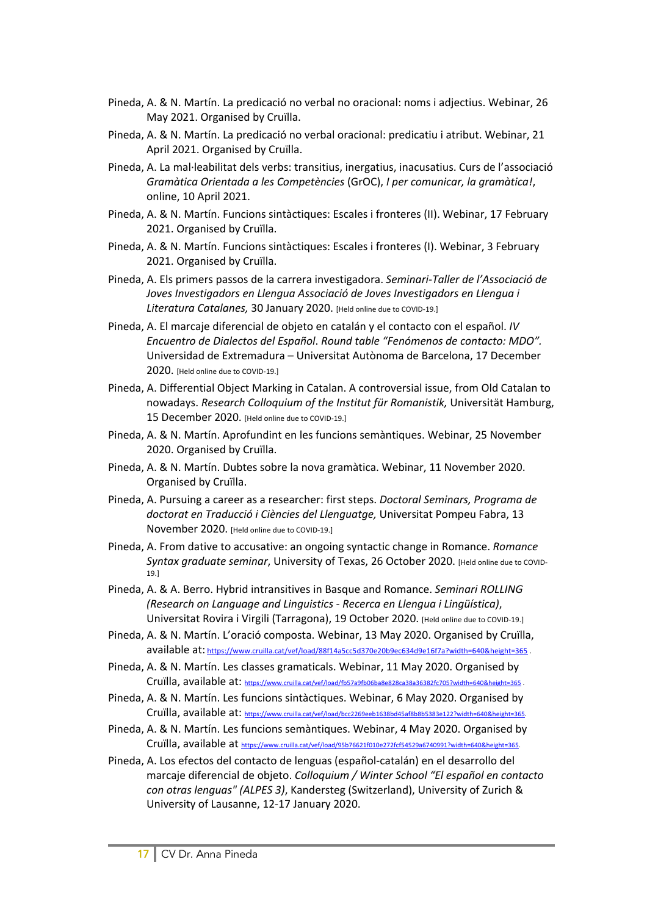Pineda, A. & N. Martín. La predicació no verbal no oracional: noms i adjectius. Webinar, 26 May 2021. Organised by Cruïlla.

Pineda, A. & N. Martín. La predicació no verbal oracional: predicatiu i atribut. Webinar, 21 April 2021. Organised by Cruïlla.

Pineda, A. La mal·leabilitat dels verbs: transitius, inergatius, inacusatius. Curs de l'associació *Gramàtica Orientada a les Competències* (GrOC), *I per comunicar, la gramàtica!*, online, 10 April 2021.

Pineda, A. & N. Martín. Funcions sintàctiques: Escales i fronteres (II). Webinar, 17 February 2021. Organised by Cruïlla.

Pineda, A. & N. Martín. Funcions sintàctiques: Escales i fronteres (I). Webinar, 3 February 2021. Organised by Cruïlla.

Pineda, A. Els primers passos de la carrera investigadora. *Seminari-Taller de l'Associació de Joves Investigadors en Llengua Associació de Joves Investigadors en Llengua i Literatura Catalanes,* 30 January 2020. [Held online due to COVID-19.]

Pineda, A. El marcaje diferencial de objeto en catalán y el contacto con el español. *IV Encuentro de Dialectos del Español*. *Round table "Fenómenos de contacto: MDO"*. Universidad de Extremadura – Universitat Autònoma de Barcelona, 17 December 2020. [Held online due to COVID-19.]

Pineda, A. Differential Object Marking in Catalan. A controversial issue, from Old Catalan to nowadays. *Research Colloquium of the Institut für Romanistik,* Universität Hamburg, 15 December 2020. [Held online due to COVID-19.]

Pineda, A. & N. Martín. Aprofundint en les funcions semàntiques. Webinar, 25 November 2020. Organised by Cruïlla.

Pineda, A. & N. Martín. Dubtes sobre la nova gramàtica. Webinar, 11 November 2020. Organised by Cruïlla.

Pineda, A. Pursuing a career as a researcher: first steps. *Doctoral Seminars, Programa de doctorat en Traducció i Ciències del Llenguatge,* Universitat Pompeu Fabra, 13 November 2020. [Held online due to COVID-19.]

Pineda, A. From dative to accusative: an ongoing syntactic change in Romance. *Romance Syntax graduate seminar*, University of Texas, 26 October 2020. [Held online due to COVID-19.]

Pineda, A. & A. Berro. Hybrid intransitives in Basque and Romance. *Seminari ROLLING (Research on Language and Linguistics - Recerca en Llengua i Lingüística)*, Universitat Rovira i Virgili (Tarragona), 19 October 2020. [Held online due to COVID-19.]

Pineda, A. & N. Martín. L'oració composta. Webinar, 13 May 2020. Organised by Cruïlla, available at: https://www.cruilla.cat/vef/load/88f14a5cc5d370e20b9ec634d9e16f7a?width=640&height=365 .

Pineda, A. & N. Martín. Les classes gramaticals. Webinar, 11 May 2020. Organised by Cruïlla, available at: https://www.cruilla.cat/vef/load/fb57a9fb06ba8e828ca38a36382fc705?width=640&height=365 .

Pineda, A. & N. Martín. Les funcions sintàctiques. Webinar, 6 May 2020. Organised by Cruïlla, available at: https://www.cruilla.cat/vef/load/bcc2269eeb1638bd45af8b8b5383e122?width=640&height=365.

Pineda, A. & N. Martín. Les funcions semàntiques. Webinar, 4 May 2020. Organised by Cruïlla, available at https://www.cruilla.cat/vef/load/95b76621f010e272fcf54529a6740991?width=640&height=365.

Pineda, A. Los efectos del contacto de lenguas (español-catalán) en el desarrollo del marcaje diferencial de objeto. *Colloquium / Winter School "El español en contacto con otras lenguas" (ALPES 3)*, Kandersteg (Switzerland), University of Zurich & University of Lausanne, 12-17 January 2020.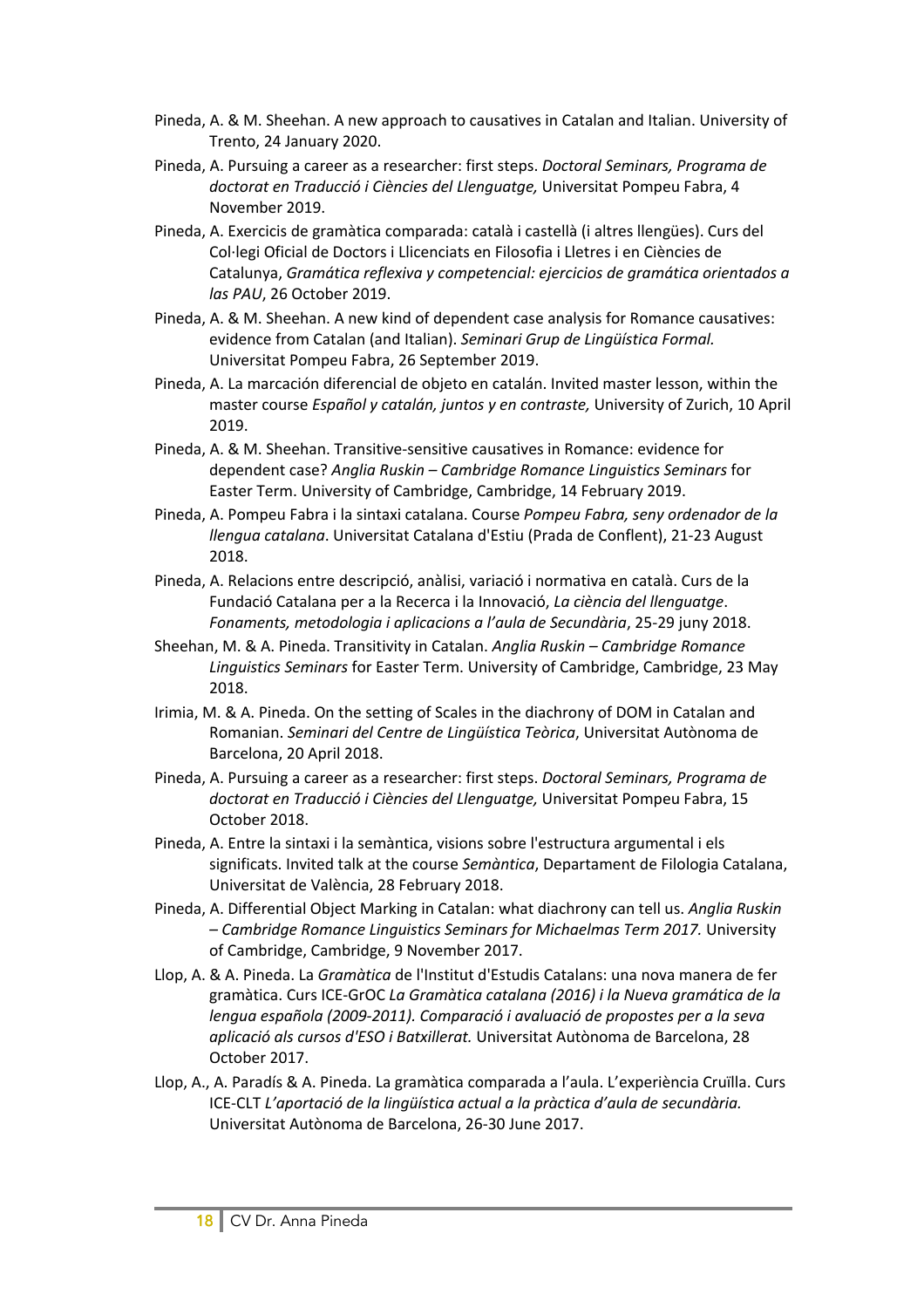Pineda, A. & M. Sheehan. A new approach to causatives in Catalan and Italian. University of Trento, 24 January 2020.

Pineda, A. Pursuing a career as a researcher: first steps. *Doctoral Seminars, Programa de doctorat en Traducció i Ciències del Llenguatge,* Universitat Pompeu Fabra, 4 November 2019.

Pineda, A. Exercicis de gramàtica comparada: català i castellà (i altres llengües). Curs del Col·legi Oficial de Doctors i Llicenciats en Filosofia i Lletres i en Ciències de Catalunya, *Gramática reflexiva y competencial: ejercicios de gramática orientados a las PAU*, 26 October 2019.

Pineda, A. & M. Sheehan. A new kind of dependent case analysis for Romance causatives: evidence from Catalan (and Italian). *Seminari Grup de Lingüística Formal.* Universitat Pompeu Fabra, 26 September 2019.

Pineda, A. La marcación diferencial de objeto en catalán. Invited master lesson, within the master course *Español y catalán, juntos y en contraste,* University of Zurich, 10 April 2019.

Pineda, A. & M. Sheehan. Transitive-sensitive causatives in Romance: evidence for dependent case? *Anglia Ruskin – Cambridge Romance Linguistics Seminars* for Easter Term. University of Cambridge, Cambridge, 14 February 2019.

Pineda, A. Pompeu Fabra i la sintaxi catalana. Course *Pompeu Fabra, seny ordenador de la llengua catalana*. Universitat Catalana d'Estiu (Prada de Conflent), 21-23 August 2018.

Pineda, A. Relacions entre descripció, anàlisi, variació i normativa en català. Curs de la Fundació Catalana per a la Recerca i la Innovació, *La ciència del llenguatge*. *Fonaments, metodologia i aplicacions a l'aula de Secundària*, 25-29 juny 2018.

Sheehan, M. & A. Pineda. Transitivity in Catalan. *Anglia Ruskin – Cambridge Romance Linguistics Seminars* for Easter Term. University of Cambridge, Cambridge, 23 May 2018.

Irimia, M. & A. Pineda. On the setting of Scales in the diachrony of DOM in Catalan and Romanian. *Seminari del Centre de Lingüística Teòrica*, Universitat Autònoma de Barcelona, 20 April 2018.

Pineda, A. Pursuing a career as a researcher: first steps. *Doctoral Seminars, Programa de doctorat en Traducció i Ciències del Llenguatge,* Universitat Pompeu Fabra, 15 October 2018.

Pineda, A. Entre la sintaxi i la semàntica, visions sobre l'estructura argumental i els significats. Invited talk at the course *Semàntica*, Departament de Filologia Catalana, Universitat de València, 28 February 2018.

Pineda, A. Differential Object Marking in Catalan: what diachrony can tell us. *Anglia Ruskin – Cambridge Romance Linguistics Seminars for Michaelmas Term 2017.* University of Cambridge, Cambridge, 9 November 2017.

Llop, A. & A. Pineda. La *Gramàtica* de l'Institut d'Estudis Catalans: una nova manera de fer gramàtica. Curs ICE-GrOC *La Gramàtica catalana (2016) i la Nueva gramática de la lengua española (2009-2011). Comparació i avaluació de propostes per a la seva aplicació als cursos d'ESO i Batxillerat.* Universitat Autònoma de Barcelona, 28 October 2017.

Llop, A., A. Paradís & A. Pineda. La gramàtica comparada a l'aula. L'experiència Cruïlla. Curs ICE-CLT *L'aportació de la lingüística actual a la pràctica d'aula de secundària.* Universitat Autònoma de Barcelona, 26-30 June 2017.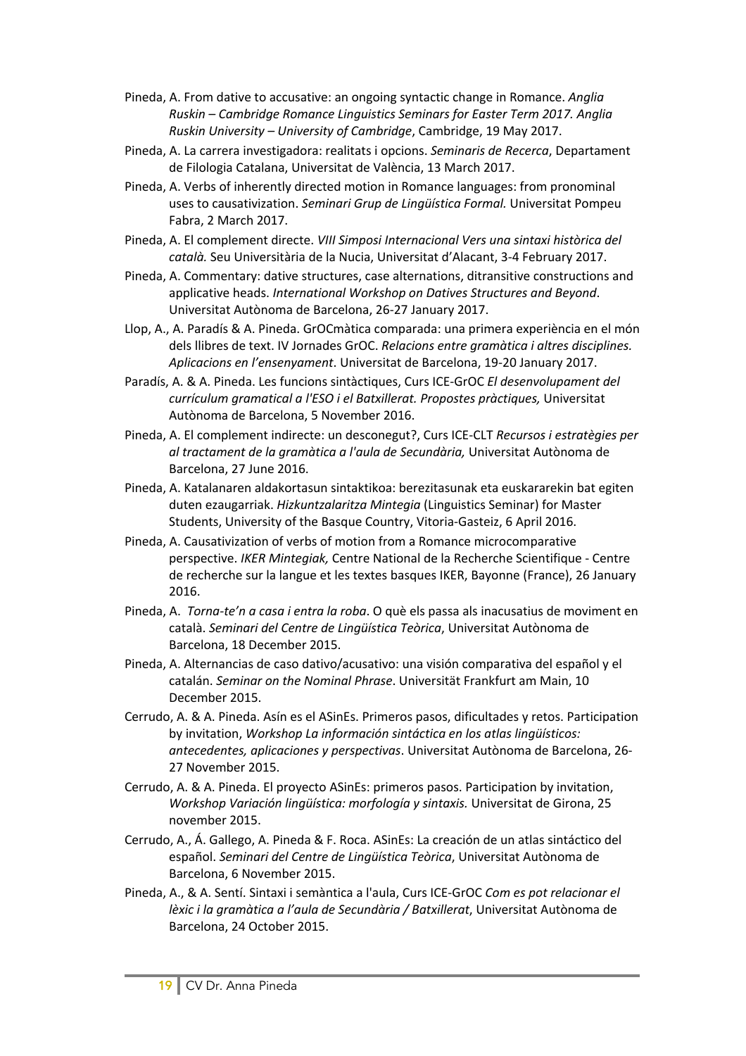Pineda, A. From dative to accusative: an ongoing syntactic change in Romance. *Anglia Ruskin – Cambridge Romance Linguistics Seminars for Easter Term 2017. Anglia Ruskin University – University of Cambridge*, Cambridge, 19 May 2017.

Pineda, A. La carrera investigadora: realitats i opcions. *Seminaris de Recerca*, Departament de Filologia Catalana, Universitat de València, 13 March 2017.

Pineda, A. Verbs of inherently directed motion in Romance languages: from pronominal uses to causativization. *Seminari Grup de Lingüística Formal.* Universitat Pompeu Fabra, 2 March 2017.

Pineda, A. El complement directe. *VIII Simposi Internacional Vers una sintaxi històrica del català.* Seu Universitària de la Nucia, Universitat d'Alacant, 3-4 February 2017.

Pineda, A. Commentary: dative structures, case alternations, ditransitive constructions and applicative heads. *International Workshop on Datives Structures and Beyond*. Universitat Autònoma de Barcelona, 26-27 January 2017.

Llop, A., A. Paradís & A. Pineda. GrOCmàtica comparada: una primera experiència en el món dels llibres de text. IV Jornades GrOC. *Relacions entre gramàtica i altres disciplines. Aplicacions en l'ensenyament*. Universitat de Barcelona, 19-20 January 2017.

Paradís, A. & A. Pineda. Les funcions sintàctiques, Curs ICE-GrOC *El desenvolupament del currículum gramatical a l'ESO i el Batxillerat. Propostes pràctiques,* Universitat Autònoma de Barcelona, 5 November 2016.

Pineda, A. El complement indirecte: un desconegut?, Curs ICE-CLT *Recursos i estratègies per al tractament de la gramàtica a l'aula de Secundària,* Universitat Autònoma de Barcelona, 27 June 2016.

Pineda, A. Katalanaren aldakortasun sintaktikoa: berezitasunak eta euskararekin bat egiten duten ezaugarriak. *Hizkuntzalaritza Mintegia* (Linguistics Seminar) for Master Students, University of the Basque Country, Vitoria-Gasteiz, 6 April 2016.

Pineda, A. Causativization of verbs of motion from a Romance microcomparative perspective. *IKER Mintegiak,* Centre National de la Recherche Scientifique - Centre de recherche sur la langue et les textes basques IKER, Bayonne (France), 26 January 2016.

Pineda, A. *Torna-te'n a casa i entra la roba*. O què els passa als inacusatius de moviment en català. *Seminari del Centre de Lingüística Teòrica*, Universitat Autònoma de Barcelona, 18 December 2015.

Pineda, A. Alternancias de caso dativo/acusativo: una visión comparativa del español y el catalán. *Seminar on the Nominal Phrase*. Universität Frankfurt am Main, 10 December 2015.

Cerrudo, A. & A. Pineda. Asín es el ASinEs. Primeros pasos, dificultades y retos. Participation by invitation, *Workshop La información sintáctica en los atlas lingüísticos: antecedentes, aplicaciones y perspectivas*. Universitat Autònoma de Barcelona, 26-27 November 2015.

Cerrudo, A. & A. Pineda. El proyecto ASinEs: primeros pasos. Participation by invitation, *Workshop Variación lingüística: morfología y sintaxis.* Universitat de Girona, 25 november 2015.

Cerrudo, A., Á. Gallego, A. Pineda & F. Roca. ASinEs: La creación de un atlas sintáctico del español. *Seminari del Centre de Lingüística Teòrica*, Universitat Autònoma de Barcelona, 6 November 2015.

Pineda, A., & A. Sentí. Sintaxi i semàntica a l'aula, Curs ICE-GrOC *Com es pot relacionar el lèxic i la gramàtica a l'aula de Secundària / Batxillerat*, Universitat Autònoma de Barcelona, 24 October 2015.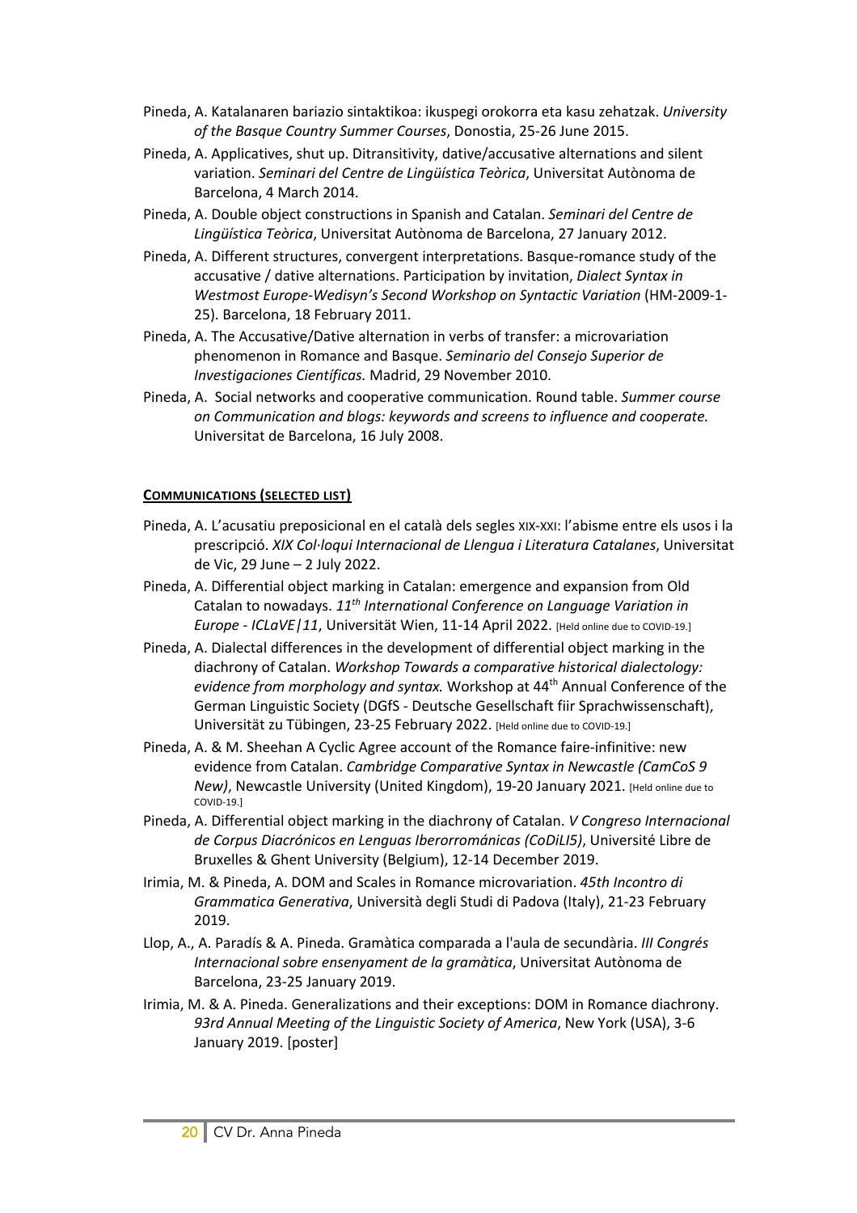Pineda, A. Katalanaren bariazio sintaktikoa: ikuspegi orokorra eta kasu zehatzak. *University of the Basque Country Summer Courses*, Donostia, 25-26 June 2015.

Pineda, A. Applicatives, shut up. Ditransitivity, dative/accusative alternations and silent variation. *Seminari del Centre de Lingüística Teòrica*, Universitat Autònoma de Barcelona, 4 March 2014.

Pineda, A. Double object constructions in Spanish and Catalan. *Seminari del Centre de Lingüística Teòrica*, Universitat Autònoma de Barcelona, 27 January 2012.

Pineda, A. Different structures, convergent interpretations. Basque-romance study of the accusative / dative alternations. Participation by invitation, *Dialect Syntax in Westmost Europe-Wedisyn's Second Workshop on Syntactic Variation* (HM-2009-1-25). Barcelona, 18 February 2011.

Pineda, A. The Accusative/Dative alternation in verbs of transfer: a microvariation phenomenon in Romance and Basque. *Seminario del Consejo Superior de Investigaciones Científicas.* Madrid, 29 November 2010.

Pineda, A. Social networks and cooperative communication. Round table. *Summer course on Communication and blogs: keywords and screens to influence and cooperate.* Universitat de Barcelona, 16 July 2008.

#### **COMMUNICATIONS (SELECTED LIST)**

Pineda, A. L'acusatiu preposicional en el català dels segles XIX-XXI: l'abisme entre els usos i la prescripció. *XIX Col·loqui Internacional de Llengua i Literatura Catalanes*, Universitat de Vic, 29 June – 2 July 2022.

Pineda, A. Differential object marking in Catalan: emergence and expansion from Old Catalan to nowadays. *11th International Conference on Language Variation in Europe - ICLaVE|11*, Universität Wien, 11-14 April 2022. [Held online due to COVID-19.]

Pineda, A. Dialectal differences in the development of differential object marking in the diachrony of Catalan. *Workshop Towards a comparative historical dialectology: evidence from morphology and syntax.* Workshop at 44th Annual Conference of the German Linguistic Society (DGfS - Deutsche Gesellschaft fiir Sprachwissenschaft), Universität zu Tübingen, 23-25 February 2022. [Held online due to COVID-19.]

Pineda, A. & M. Sheehan A Cyclic Agree account of the Romance faire-infinitive: new evidence from Catalan. *Cambridge Comparative Syntax in Newcastle (CamCoS 9 New)*, Newcastle University (United Kingdom), 19-20 January 2021. [Held online due to COVID-19.]

Pineda, A. Differential object marking in the diachrony of Catalan. *V Congreso Internacional de Corpus Diacrónicos en Lenguas Iberorrománicas (CoDiLI5)*, Université Libre de Bruxelles & Ghent University (Belgium), 12-14 December 2019.

Irimia, M. & Pineda, A. DOM and Scales in Romance microvariation. *45th Incontro di Grammatica Generativa*, Università degli Studi di Padova (Italy), 21-23 February 2019.

Llop, A., A. Paradís & A. Pineda. Gramàtica comparada a l'aula de secundària. *III Congrés Internacional sobre ensenyament de la gramàtica*, Universitat Autònoma de Barcelona, 23-25 January 2019.

Irimia, M. & A. Pineda. Generalizations and their exceptions: DOM in Romance diachrony. *93rd Annual Meeting of the Linguistic Society of America*, New York (USA), 3-6 January 2019. [poster]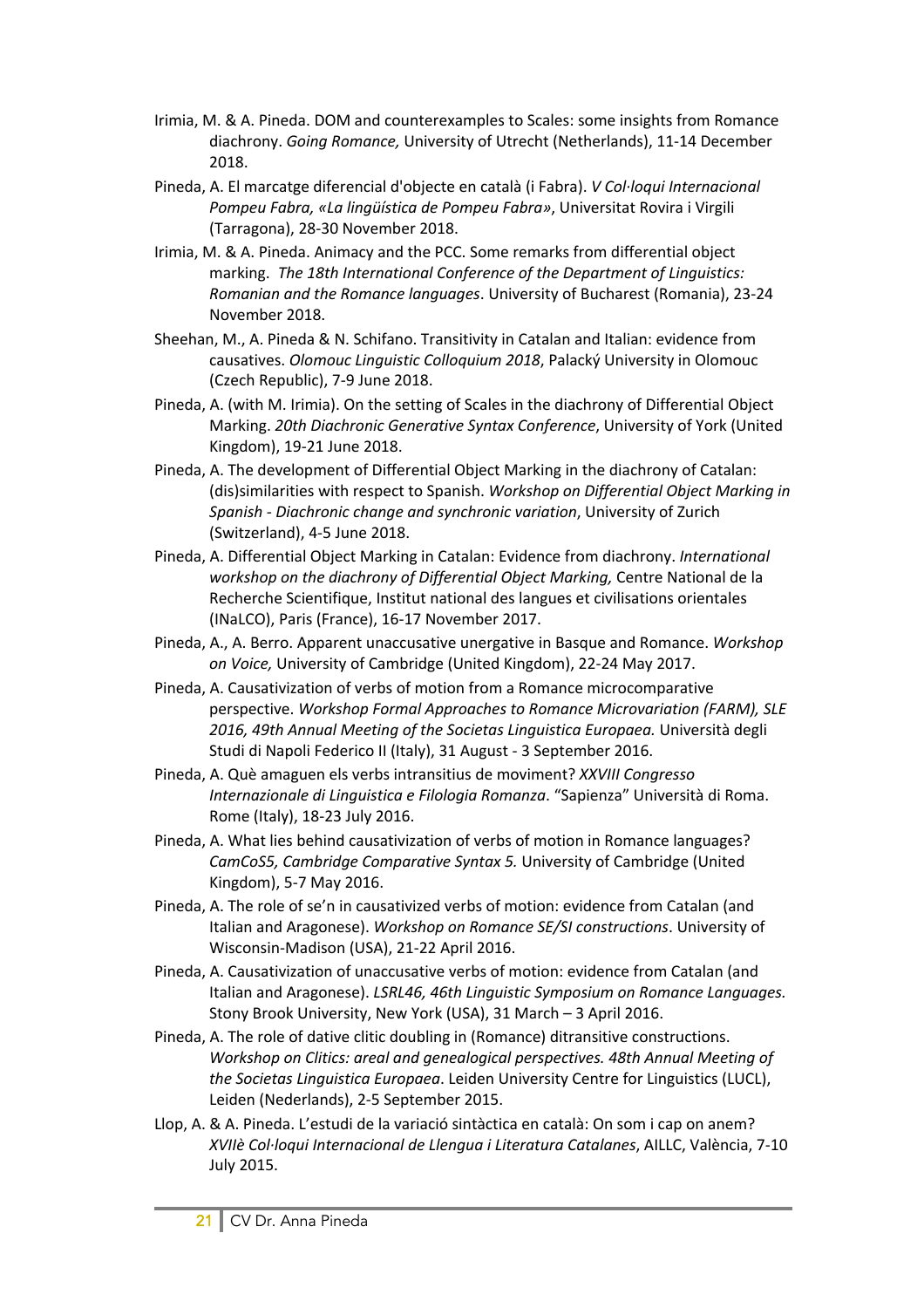Irimia, M. & A. Pineda. DOM and counterexamples to Scales: some insights from Romance diachrony. *Going Romance,* University of Utrecht (Netherlands), 11-14 December 2018.

Pineda, A. El marcatge diferencial d'objecte en català (i Fabra). *V Col·loqui Internacional Pompeu Fabra, «La lingüística de Pompeu Fabra»*, Universitat Rovira i Virgili (Tarragona), 28-30 November 2018.

Irimia, M. & A. Pineda. Animacy and the PCC. Some remarks from differential object marking. *The 18th International Conference of the Department of Linguistics: Romanian and the Romance languages*. University of Bucharest (Romania), 23-24 November 2018.

Sheehan, M., A. Pineda & N. Schifano. Transitivity in Catalan and Italian: evidence from causatives. *Olomouc Linguistic Colloquium 2018*, Palacký University in Olomouc (Czech Republic), 7-9 June 2018.

Pineda, A. (with M. Irimia). On the setting of Scales in the diachrony of Differential Object Marking. *20th Diachronic Generative Syntax Conference*, University of York (United Kingdom), 19-21 June 2018.

Pineda, A. The development of Differential Object Marking in the diachrony of Catalan: (dis)similarities with respect to Spanish. *Workshop on Differential Object Marking in Spanish - Diachronic change and synchronic variation*, University of Zurich (Switzerland), 4-5 June 2018.

Pineda, A. Differential Object Marking in Catalan: Evidence from diachrony. *International workshop on the diachrony of Differential Object Marking,* Centre National de la Recherche Scientifique, Institut national des langues et civilisations orientales (INaLCO), Paris (France), 16-17 November 2017.

Pineda, A., A. Berro. Apparent unaccusative unergative in Basque and Romance. *Workshop on Voice,* University of Cambridge (United Kingdom), 22-24 May 2017.

Pineda, A. Causativization of verbs of motion from a Romance microcomparative perspective. *Workshop Formal Approaches to Romance Microvariation (FARM), SLE 2016, 49th Annual Meeting of the Societas Linguistica Europaea.* Università degli Studi di Napoli Federico II (Italy), 31 August - 3 September 2016.

Pineda, A. Què amaguen els verbs intransitius de moviment? *XXVIII Congresso Internazionale di Linguistica e Filologia Romanza*. "Sapienza" Università di Roma. Rome (Italy), 18-23 July 2016.

Pineda, A. What lies behind causativization of verbs of motion in Romance languages? *CamCoS5, Cambridge Comparative Syntax 5.* University of Cambridge (United Kingdom), 5-7 May 2016.

Pineda, A. The role of se'n in causativized verbs of motion: evidence from Catalan (and Italian and Aragonese). *Workshop on Romance SE/SI constructions*. University of Wisconsin-Madison (USA), 21-22 April 2016.

Pineda, A. Causativization of unaccusative verbs of motion: evidence from Catalan (and Italian and Aragonese). *LSRL46, 46th Linguistic Symposium on Romance Languages.* Stony Brook University, New York (USA), 31 March – 3 April 2016.

Pineda, A. The role of dative clitic doubling in (Romance) ditransitive constructions. *Workshop on Clitics: areal and genealogical perspectives. 48th Annual Meeting of the Societas Linguistica Europaea*. Leiden University Centre for Linguistics (LUCL), Leiden (Nederlands), 2-5 September 2015.

Llop, A. & A. Pineda. L'estudi de la variació sintàctica en català: On som i cap on anem? *XVIIè Col·loqui Internacional de Llengua i Literatura Catalanes*, AILLC, València, 7-10 July 2015.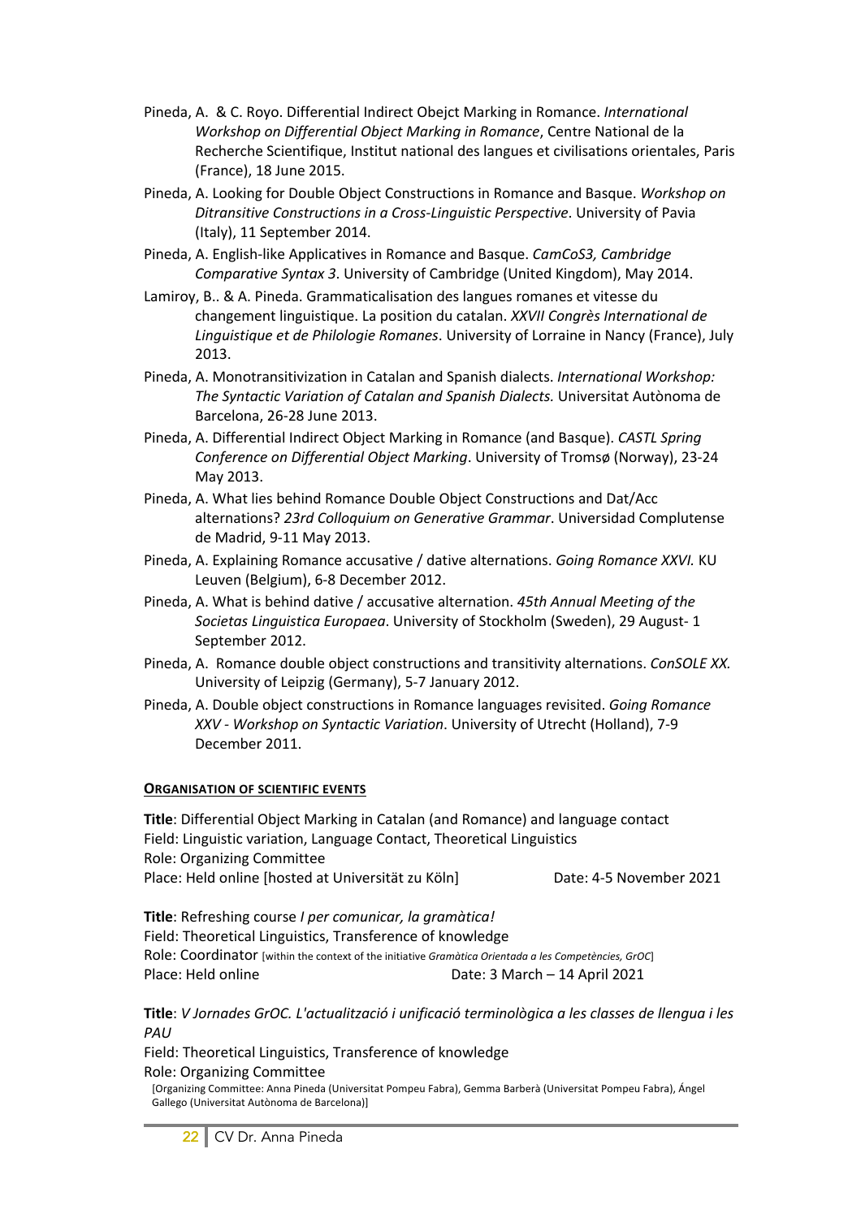- Pineda, A. & C. Royo. Differential Indirect Obejct Marking in Romance. *International Workshop on Differential Object Marking in Romance*, Centre National de la Recherche Scientifique, Institut national des langues et civilisations orientales, Paris (France), 18 June 2015.
- Pineda, A. Looking for Double Object Constructions in Romance and Basque. *Workshop on Ditransitive Constructions in a Cross-Linguistic Perspective*. University of Pavia (Italy), 11 September 2014.
- Pineda, A. English-like Applicatives in Romance and Basque. *CamCoS3, Cambridge Comparative Syntax 3*. University of Cambridge (United Kingdom), May 2014.
- Lamiroy, B.. & A. Pineda. Grammaticalisation des langues romanes et vitesse du changement linguistique. La position du catalan. *XXVII Congrès International de Linguistique et de Philologie Romanes*. University of Lorraine in Nancy (France), July 2013.
- Pineda, A. Monotransitivization in Catalan and Spanish dialects. *International Workshop: The Syntactic Variation of Catalan and Spanish Dialects.* Universitat Autònoma de Barcelona, 26-28 June 2013.
- Pineda, A. Differential Indirect Object Marking in Romance (and Basque). *CASTL Spring Conference on Differential Object Marking*. University of Tromsø (Norway), 23-24 May 2013.
- Pineda, A. What lies behind Romance Double Object Constructions and Dat/Acc alternations? *23rd Colloquium on Generative Grammar*. Universidad Complutense de Madrid, 9-11 May 2013.
- Pineda, A. Explaining Romance accusative / dative alternations. *Going Romance XXVI.* KU Leuven (Belgium), 6-8 December 2012.
- Pineda, A. What is behind dative / accusative alternation. *45th Annual Meeting of the Societas Linguistica Europaea*. University of Stockholm (Sweden), 29 August- 1 September 2012.
- Pineda, A. Romance double object constructions and transitivity alternations. *ConSOLE XX.* University of Leipzig (Germany), 5-7 January 2012.
- Pineda, A. Double object constructions in Romance languages revisited. *Going Romance XXV - Workshop on Syntactic Variation*. University of Utrecht (Holland), 7-9 December 2011.

## ORGANISATION OF SCIENTIFIC EVENTS

**Title**: Differential Object Marking in Catalan (and Romance) and language contact
Field: Linguistic variation, Language Contact, Theoretical Linguistics
Role: Organizing Committee
Place: Held online [hosted at Universität zu Köln] Date: 4-5 November 2021

**Title**: Refreshing course *I per comunicar, la gramàtica!*
Field: Theoretical Linguistics, Transference of knowledge
Role: Coordinator [within the context of the initiative *Gramàtica Orientada a les Competències, GrOC*]
Place: Held online Date: 3 March – 14 April 2021

**Title**: *V Jornades GrOC. L'actualització i unificació terminològica a les classes de llengua i les PAU*
Field: Theoretical Linguistics, Transference of knowledge
Role: Organizing Committee
[Organizing Committee: Anna Pineda (Universitat Pompeu Fabra), Gemma Barberà (Universitat Pompeu Fabra), Ángel Gallego (Universitat Autònoma de Barcelona)]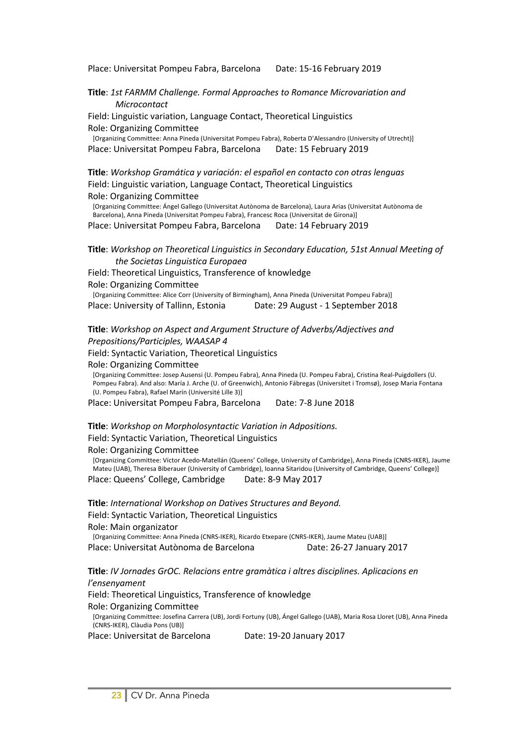Place: Universitat Pompeu Fabra, Barcelona Date: 15-16 February 2019

**Title**: *1st FARMM Challenge. Formal Approaches to Romance Microvariation and Microcontact*

Field: Linguistic variation, Language Contact, Theoretical Linguistics

Role: Organizing Committee

[Organizing Committee: Anna Pineda (Universitat Pompeu Fabra), Roberta D'Alessandro (University of Utrecht)]

Place: Universitat Pompeu Fabra, Barcelona Date: 15 February 2019

**Title**: *Workshop Gramática y variación: el español en contacto con otras lenguas*

Field: Linguistic variation, Language Contact, Theoretical Linguistics

Role: Organizing Committee

[Organizing Committee: Ángel Gallego (Universitat Autònoma de Barcelona), Laura Arias (Universitat Autònoma de Barcelona), Anna Pineda (Universitat Pompeu Fabra), Francesc Roca (Universitat de Girona)]

Place: Universitat Pompeu Fabra, Barcelona Date: 14 February 2019

**Title**: *Workshop on Theoretical Linguistics in Secondary Education, 51st Annual Meeting of the Societas Linguistica Europaea*

Field: Theoretical Linguistics, Transference of knowledge

Role: Organizing Committee

[Organizing Committee: Alice Corr (University of Birmingham), Anna Pineda (Universitat Pompeu Fabra)]

Place: University of Tallinn, Estonia Date: 29 August - 1 September 2018

**Title**: *Workshop on Aspect and Argument Structure of Adverbs/Adjectives and Prepositions/Participles, WAASAP 4*

Field: Syntactic Variation, Theoretical Linguistics

Role: Organizing Committee

[Organizing Committee: Josep Ausensi (U. Pompeu Fabra), Anna Pineda (U. Pompeu Fabra), Cristina Real-Puigdollers (U. Pompeu Fabra). And also: María J. Arche (U. of Greenwich), Antonio Fábregas (Universitet i Tromsø), Josep Maria Fontana (U. Pompeu Fabra), Rafael Marín (Université Lille 3)]

Place: Universitat Pompeu Fabra, Barcelona Date: 7-8 June 2018

**Title**: *Workshop on Morpholosyntactic Variation in Adpositions.*

Field: Syntactic Variation, Theoretical Linguistics

Role: Organizing Committee

[Organizing Committee: Víctor Acedo-Matellán (Queens' College, University of Cambridge), Anna Pineda (CNRS-IKER), Jaume Mateu (UAB), Theresa Biberauer (University of Cambridge), Ioanna Sitaridou (University of Cambridge, Queens' College)]

Place: Queens' College, Cambridge Date: 8-9 May 2017

**Title**: *International Workshop on Datives Structures and Beyond.*

Field: Syntactic Variation, Theoretical Linguistics

Role: Main organizator

[Organizing Committee: Anna Pineda (CNRS-IKER), Ricardo Etxepare (CNRS-IKER), Jaume Mateu (UAB)]

Place: Universitat Autònoma de Barcelona Date: 26-27 January 2017

**Title**: *IV Jornades GrOC. Relacions entre gramàtica i altres disciplines. Aplicacions en l'ensenyament*

Field: Theoretical Linguistics, Transference of knowledge

Role: Organizing Committee

[Organizing Committee: Josefina Carrera (UB), Jordi Fortuny (UB), Ángel Gallego (UAB), Maria Rosa Lloret (UB), Anna Pineda (CNRS-IKER), Clàudia Pons (UB)]

Place: Universitat de Barcelona Date: 19-20 January 2017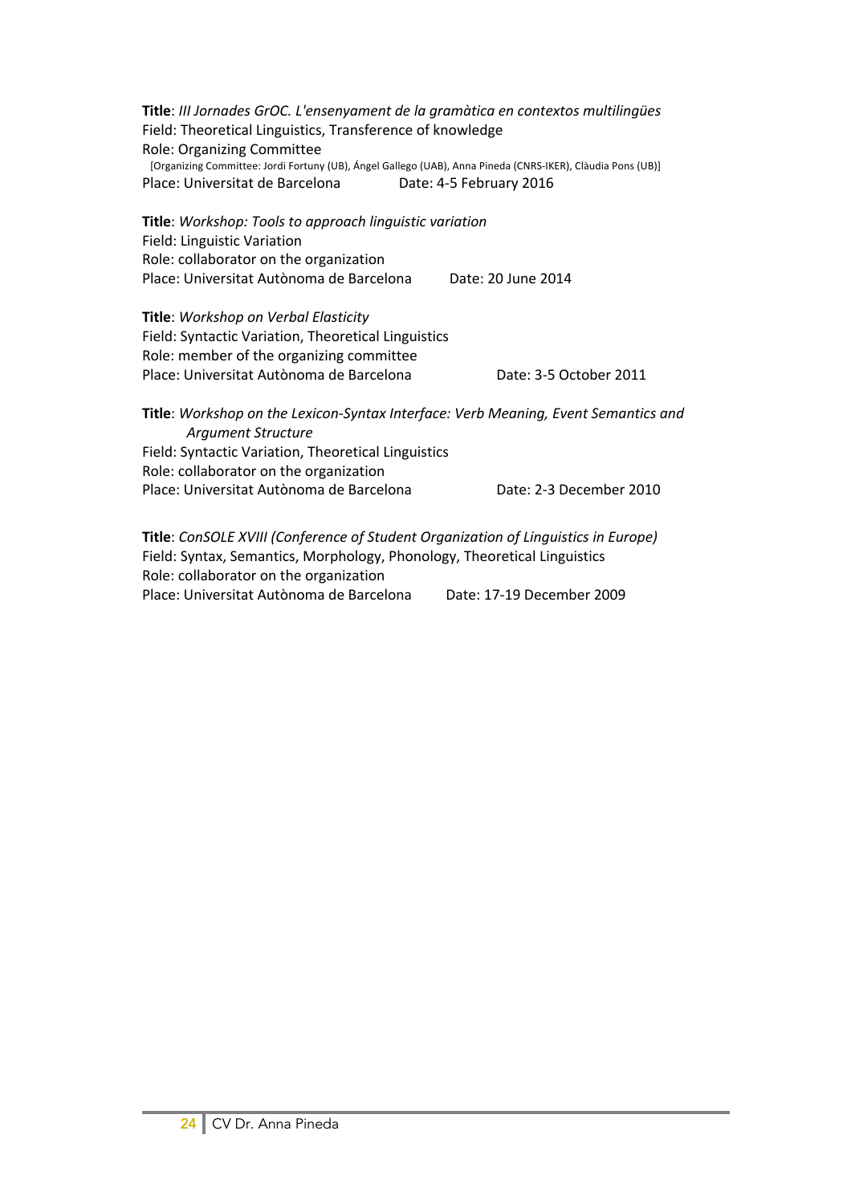**Title**: *III Jornades GrOC. L'ensenyament de la gramàtica en contextos multilingües*
Field: Theoretical Linguistics, Transference of knowledge
Role: Organizing Committee
[Organizing Committee: Jordi Fortuny (UB), Ángel Gallego (UAB), Anna Pineda (CNRS-IKER), Clàudia Pons (UB)]
Place: Universitat de Barcelona Date: 4-5 February 2016

**Title**: *Workshop: Tools to approach linguistic variation*
Field: Linguistic Variation
Role: collaborator on the organization
Place: Universitat Autònoma de Barcelona Date: 20 June 2014

**Title**: *Workshop on Verbal Elasticity*
Field: Syntactic Variation, Theoretical Linguistics
Role: member of the organizing committee
Place: Universitat Autònoma de Barcelona Date: 3-5 October 2011

**Title**: *Workshop on the Lexicon-Syntax Interface: Verb Meaning, Event Semantics and Argument Structure*
Field: Syntactic Variation, Theoretical Linguistics
Role: collaborator on the organization
Place: Universitat Autònoma de Barcelona Date: 2-3 December 2010

**Title**: *ConSOLE XVIII (Conference of Student Organization of Linguistics in Europe)*
Field: Syntax, Semantics, Morphology, Phonology, Theoretical Linguistics
Role: collaborator on the organization
Place: Universitat Autònoma de Barcelona Date: 17-19 December 2009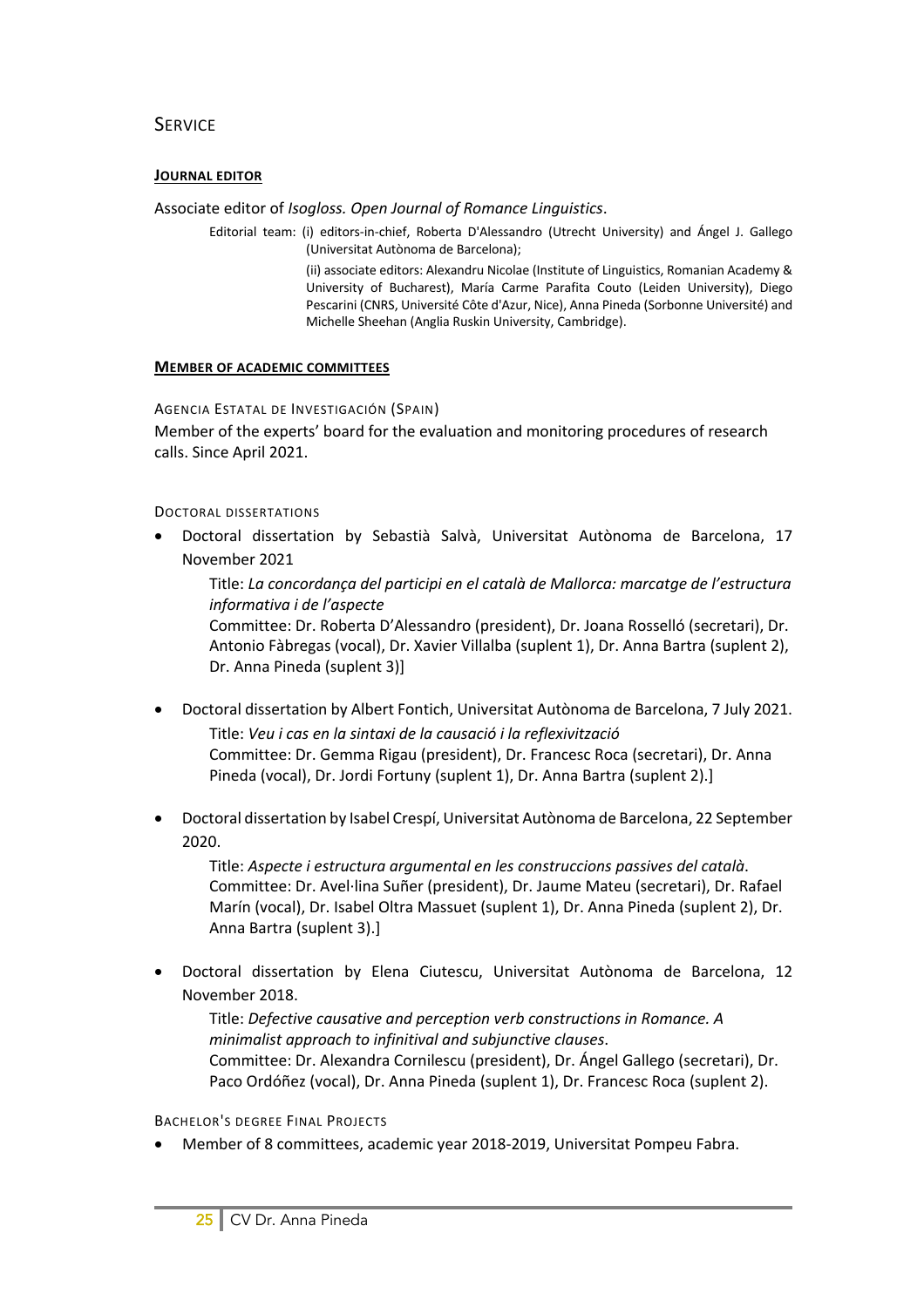## SERVICE

### **JOURNAL EDITOR**

Associate editor of *Isogloss. Open Journal of Romance Linguistics*.

Editorial team: (i) editors-in-chief, Roberta D'Alessandro (Utrecht University) and Ángel J. Gallego (Universitat Autònoma de Barcelona);

(ii) associate editors: Alexandru Nicolae (Institute of Linguistics, Romanian Academy & University of Bucharest), María Carme Parafita Couto (Leiden University), Diego Pescarini (CNRS, Université Côte d'Azur, Nice), Anna Pineda (Sorbonne Université) and Michelle Sheehan (Anglia Ruskin University, Cambridge).

### **MEMBER OF ACADEMIC COMMITTEES**

AGENCIA ESTATAL DE INVESTIGACIÓN (SPAIN)

Member of the experts' board for the evaluation and monitoring procedures of research calls. Since April 2021.

DOCTORAL DISSERTATIONS

- Doctoral dissertation by Sebastià Salvà, Universitat Autònoma de Barcelona, 17 November 2021

  Title: *La concordança del participi en el català de Mallorca: marcatge de l'estructura informativa i de l'aspecte*
  Committee: Dr. Roberta D'Alessandro (president), Dr. Joana Rosselló (secretari), Dr. Antonio Fàbregas (vocal), Dr. Xavier Villalba (suplent 1), Dr. Anna Bartra (suplent 2), Dr. Anna Pineda (suplent 3)]

- Doctoral dissertation by Albert Fontich, Universitat Autònoma de Barcelona, 7 July 2021.

  Title: *Veu i cas en la sintaxi de la causació i la reflexivització*
  Committee: Dr. Gemma Rigau (president), Dr. Francesc Roca (secretari), Dr. Anna Pineda (vocal), Dr. Jordi Fortuny (suplent 1), Dr. Anna Bartra (suplent 2).]

- Doctoral dissertation by Isabel Crespí, Universitat Autònoma de Barcelona, 22 September 2020.

  Title: *Aspecte i estructura argumental en les construccions passives del català*.
  Committee: Dr. Avel·lina Suñer (president), Dr. Jaume Mateu (secretari), Dr. Rafael Marín (vocal), Dr. Isabel Oltra Massuet (suplent 1), Dr. Anna Pineda (suplent 2), Dr. Anna Bartra (suplent 3).]

- Doctoral dissertation by Elena Ciutescu, Universitat Autònoma de Barcelona, 12 November 2018.

  Title: *Defective causative and perception verb constructions in Romance. A minimalist approach to infinitival and subjunctive clauses*.
  Committee: Dr. Alexandra Cornilescu (president), Dr. Ángel Gallego (secretari), Dr. Paco Ordóñez (vocal), Dr. Anna Pineda (suplent 1), Dr. Francesc Roca (suplent 2).

BACHELOR'S DEGREE FINAL PROJECTS

- Member of 8 committees, academic year 2018-2019, Universitat Pompeu Fabra.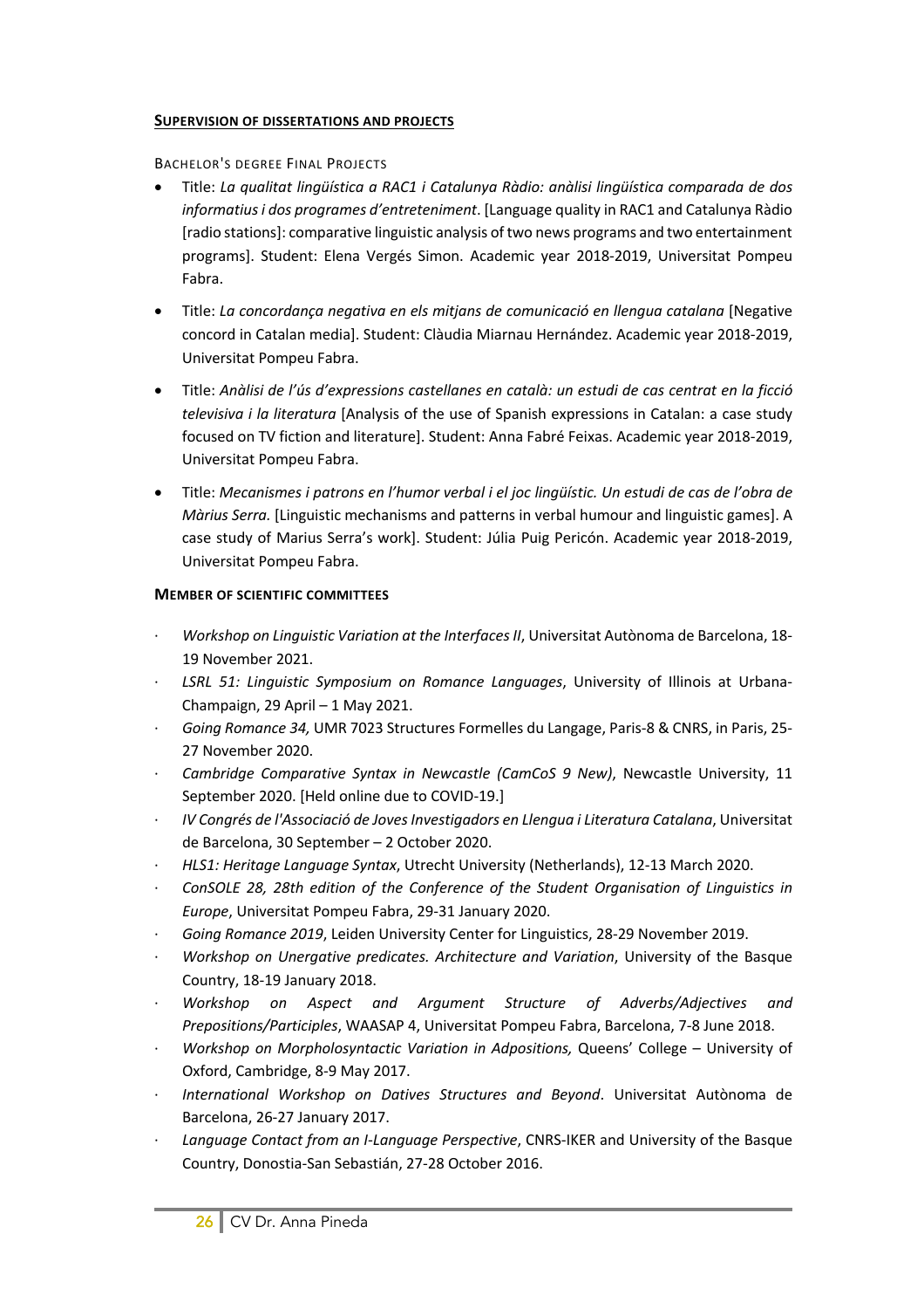#### **SUPERVISION OF DISSERTATIONS AND PROJECTS**

BACHELOR'S DEGREE FINAL PROJECTS

- Title: *La qualitat lingüística a RAC1 i Catalunya Ràdio: anàlisi lingüística comparada de dos informatius i dos programes d'entreteniment*. [Language quality in RAC1 and Catalunya Ràdio [radio stations]: comparative linguistic analysis of two news programs and two entertainment programs]. Student: Elena Vergés Simon. Academic year 2018-2019, Universitat Pompeu Fabra.

- Title: *La concordança negativa en els mitjans de comunicació en llengua catalana* [Negative concord in Catalan media]. Student: Clàudia Miarnau Hernández. Academic year 2018-2019, Universitat Pompeu Fabra.

- Title: *Anàlisi de l'ús d'expressions castellanes en català: un estudi de cas centrat en la ficció televisiva i la literatura* [Analysis of the use of Spanish expressions in Catalan: a case study focused on TV fiction and literature]. Student: Anna Fabré Feixas. Academic year 2018-2019, Universitat Pompeu Fabra.

- Title: *Mecanismes i patrons en l'humor verbal i el joc lingüístic. Un estudi de cas de l'obra de Màrius Serra.* [Linguistic mechanisms and patterns in verbal humour and linguistic games]. A case study of Marius Serra's work]. Student: Júlia Puig Pericón. Academic year 2018-2019, Universitat Pompeu Fabra.

#### **MEMBER OF SCIENTIFIC COMMITTEES**

- *Workshop on Linguistic Variation at the Interfaces II*, Universitat Autònoma de Barcelona, 18-19 November 2021.
- *LSRL 51: Linguistic Symposium on Romance Languages*, University of Illinois at Urbana-Champaign, 29 April – 1 May 2021.
- *Going Romance 34,* UMR 7023 Structures Formelles du Langage, Paris-8 & CNRS, in Paris, 25-27 November 2020.
- *Cambridge Comparative Syntax in Newcastle (CamCoS 9 New)*, Newcastle University, 11 September 2020. [Held online due to COVID-19.]
- *IV Congrés de l'Associació de Joves Investigadors en Llengua i Literatura Catalana*, Universitat de Barcelona, 30 September – 2 October 2020.
- *HLS1: Heritage Language Syntax*, Utrecht University (Netherlands), 12-13 March 2020.
- *ConSOLE 28, 28th edition of the Conference of the Student Organisation of Linguistics in Europe*, Universitat Pompeu Fabra, 29-31 January 2020.
- *Going Romance 2019*, Leiden University Center for Linguistics, 28-29 November 2019.
- *Workshop on Unergative predicates. Architecture and Variation*, University of the Basque Country, 18-19 January 2018.
- *Workshop on Aspect and Argument Structure of Adverbs/Adjectives and Prepositions/Participles*, WAASAP 4, Universitat Pompeu Fabra, Barcelona, 7-8 June 2018.
- *Workshop on Morphosyntactic Variation in Adpositions,* Queens' College – University of Oxford, Cambridge, 8-9 May 2017.
- *International Workshop on Datives Structures and Beyond*. Universitat Autònoma de Barcelona, 26-27 January 2017.
- *Language Contact from an I-Language Perspective*, CNRS-IKER and University of the Basque Country, Donostia-San Sebastián, 27-28 October 2016.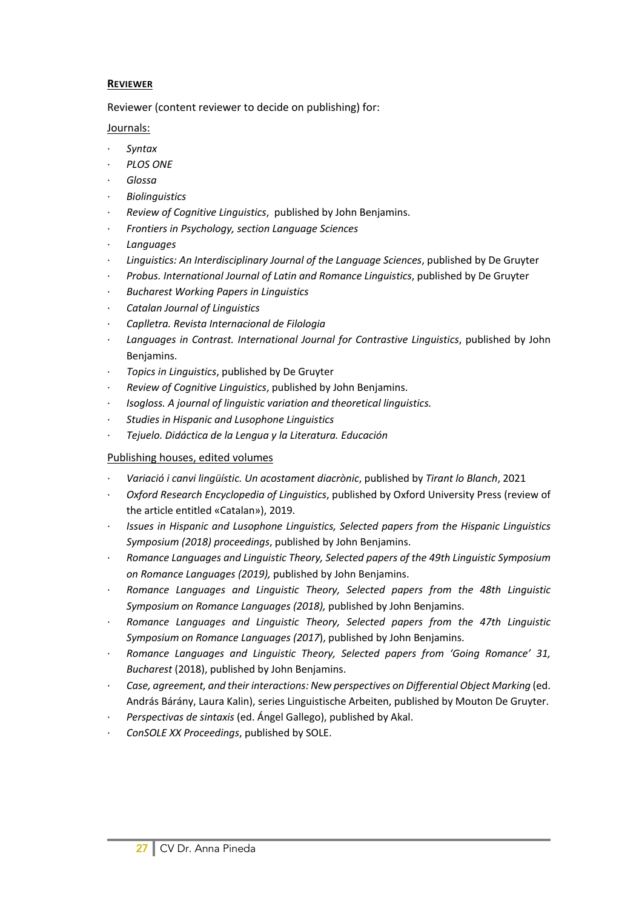## REVIEWER

Reviewer (content reviewer to decide on publishing) for:

Journals:

- *Syntax*
- *PLOS ONE*
- *Glossa*
- *Biolinguistics*
- *Review of Cognitive Linguistics*, published by John Benjamins.
- *Frontiers in Psychology, section Language Sciences*
- *Languages*
- *Linguistics: An Interdisciplinary Journal of the Language Sciences*, published by De Gruyter
- *Probus. International Journal of Latin and Romance Linguistics*, published by De Gruyter
- *Bucharest Working Papers in Linguistics*
- *Catalan Journal of Linguistics*
- *Caplletra. Revista Internacional de Filologia*
- *Languages in Contrast. International Journal for Contrastive Linguistics*, published by John Benjamins.
- *Topics in Linguistics*, published by De Gruyter
- *Review of Cognitive Linguistics*, published by John Benjamins.
- *Isogloss. A journal of linguistic variation and theoretical linguistics.*
- *Studies in Hispanic and Lusophone Linguistics*
- *Tejuelo. Didáctica de la Lengua y la Literatura. Educación*

Publishing houses, edited volumes

- *Variació i canvi lingüístic. Un acostament diacrònic*, published by *Tirant lo Blanch*, 2021
- *Oxford Research Encyclopedia of Linguistics*, published by Oxford University Press (review of the article entitled «Catalan»), 2019.
- *Issues in Hispanic and Lusophone Linguistics, Selected papers from the Hispanic Linguistics Symposium (2018) proceedings*, published by John Benjamins.
- *Romance Languages and Linguistic Theory, Selected papers of the 49th Linguistic Symposium on Romance Languages (2019),* published by John Benjamins.
- *Romance Languages and Linguistic Theory, Selected papers from the 48th Linguistic Symposium on Romance Languages (2018),* published by John Benjamins.
- *Romance Languages and Linguistic Theory, Selected papers from the 47th Linguistic Symposium on Romance Languages (2017*), published by John Benjamins.
- *Romance Languages and Linguistic Theory, Selected papers from 'Going Romance' 31, Bucharest* (2018), published by John Benjamins.
- *Case, agreement, and their interactions: New perspectives on Differential Object Marking* (ed. András Bárány, Laura Kalin), series Linguistische Arbeiten, published by Mouton De Gruyter.
- *Perspectivas de sintaxis* (ed. Ángel Gallego), published by Akal.
- *ConSOLE XX Proceedings*, published by SOLE.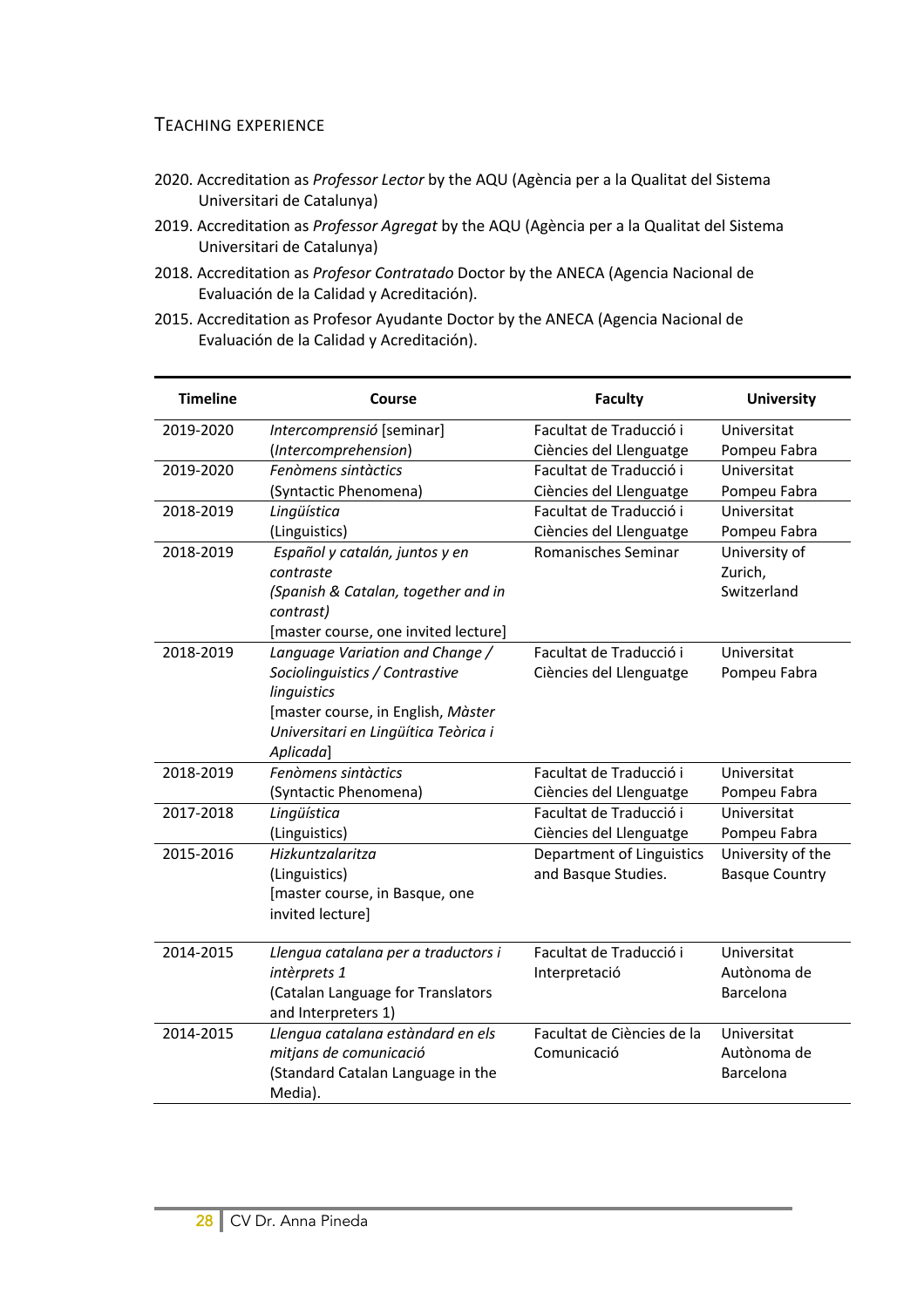## TEACHING EXPERIENCE

2020. Accreditation as *Professor Lector* by the AQU (Agència per a la Qualitat del Sistema Universitari de Catalunya)

2019. Accreditation as *Professor Agregat* by the AQU (Agència per a la Qualitat del Sistema Universitari de Catalunya)

2018. Accreditation as *Profesor Contratado* Doctor by the ANECA (Agencia Nacional de Evaluación de la Calidad y Acreditación).

2015. Accreditation as Profesor Ayudante Doctor by the ANECA (Agencia Nacional de Evaluación de la Calidad y Acreditación).

| Timeline | Course | Faculty | University |
|---|---|---|---|
| 2019-2020 | *Intercomprensió* [seminar] (*Intercomprehension*) | Facultat de Traducció i Ciències del Llenguatge | Universitat Pompeu Fabra |
| 2019-2020 | *Fenòmens sintàctics* (Syntactic Phenomena) | Facultat de Traducció i Ciències del Llenguatge | Universitat Pompeu Fabra |
| 2018-2019 | *Lingüística* (Linguistics) | Facultat de Traducció i Ciències del Llenguatge | Universitat Pompeu Fabra |
| 2018-2019 | *Español y catalán, juntos y en contraste* *(Spanish & Catalan, together and in contrast)* [master course, one invited lecture] | Romanisches Seminar | University of Zurich, Switzerland |
| 2018-2019 | *Language Variation and Change / Sociolinguistics / Contrastive linguistics* [master course, in English, *Màster Universitari en Lingüítica Teòrica i Aplicada*] | Facultat de Traducció i Ciències del Llenguatge | Universitat Pompeu Fabra |
| 2018-2019 | *Fenòmens sintàctics* (Syntactic Phenomena) | Facultat de Traducció i Ciències del Llenguatge | Universitat Pompeu Fabra |
| 2017-2018 | *Lingüística* (Linguistics) | Facultat de Traducció i Ciències del Llenguatge | Universitat Pompeu Fabra |
| 2015-2016 | *Hizkuntzalaritza* (Linguistics) [master course, in Basque, one invited lecture] | Department of Linguistics and Basque Studies. | University of the Basque Country |
| 2014-2015 | *Llengua catalana per a traductors i intèrprets 1* (Catalan Language for Translators and Interpreters 1) | Facultat de Traducció i Interpretació | Universitat Autònoma de Barcelona |
| 2014-2015 | *Llengua catalana estàndard en els mitjans de comunicació* (Standard Catalan Language in the Media). | Facultat de Ciències de la Comunicació | Universitat Autònoma de Barcelona |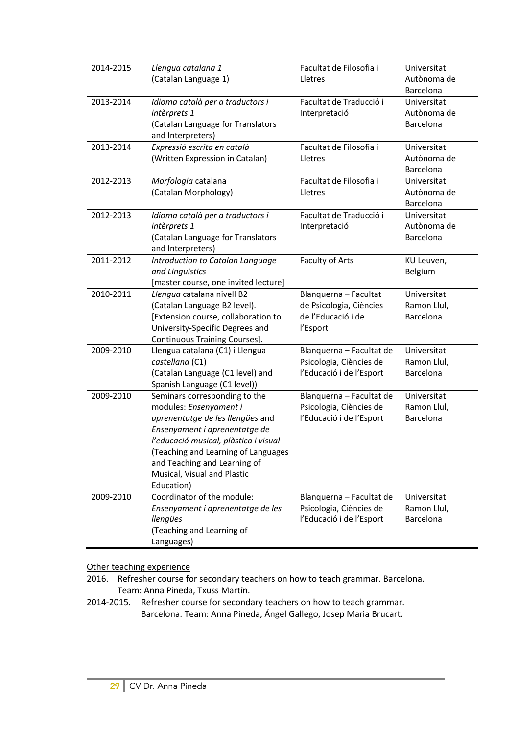| | | | |
|---|---|---|---|
| 2014-2015 | *Llengua catalana 1*<br>(Catalan Language 1) | Facultat de Filosofia i Lletres | Universitat Autònoma de Barcelona |
| 2013-2014 | *Idioma català per a traductors i intèrprets 1*<br>(Catalan Language for Translators and Interpreters) | Facultat de Traducció i Interpretació | Universitat Autònoma de Barcelona |
| 2013-2014 | *Expressió escrita en català*<br>(Written Expression in Catalan) | Facultat de Filosofia i Lletres | Universitat Autònoma de Barcelona |
| 2012-2013 | *Morfologia* catalana<br>(Catalan Morphology) | Facultat de Filosofia i Lletres | Universitat Autònoma de Barcelona |
| 2012-2013 | *Idioma català per a traductors i intèrprets 1*<br>(Catalan Language for Translators and Interpreters) | Facultat de Traducció i Interpretació | Universitat Autònoma de Barcelona |
| 2011-2012 | *Introduction to Catalan Language and Linguistics*<br>[master course, one invited lecture] | Faculty of Arts | KU Leuven, Belgium |
| 2010-2011 | *Llengua* catalana nivell B2<br>(Catalan Language B2 level).<br>[Extension course, collaboration to University-Specific Degrees and Continuous Training Courses]. | Blanquerna – Facultat de Psicologia, Ciències de l'Educació i de l'Esport | Universitat Ramon Llul, Barcelona |
| 2009-2010 | Llengua catalana (C1) i Llengua *castellana* (C1)<br>(Catalan Language (C1 level) and Spanish Language (C1 level)) | Blanquerna – Facultat de Psicologia, Ciències de l'Educació i de l'Esport | Universitat Ramon Llul, Barcelona |
| 2009-2010 | Seminars corresponding to the modules: *Ensenyament i aprenentatge de les llengües* and *Ensenyament i aprenentatge de l'educació musical, plàstica i visual*<br>(Teaching and Learning of Languages and Teaching and Learning of Musical, Visual and Plastic Education) | Blanquerna – Facultat de Psicologia, Ciències de l'Educació i de l'Esport | Universitat Ramon Llul, Barcelona |
| 2009-2010 | Coordinator of the module: *Ensenyament i aprenentatge de les llengües*<br>(Teaching and Learning of Languages) | Blanquerna – Facultat de Psicologia, Ciències de l'Educació i de l'Esport | Universitat Ramon Llul, Barcelona |

<u>Other teaching experience</u>

2016. Refresher course for secondary teachers on how to teach grammar. Barcelona. Team: Anna Pineda, Txuss Martín.

2014-2015. Refresher course for secondary teachers on how to teach grammar. Barcelona. Team: Anna Pineda, Ángel Gallego, Josep Maria Brucart.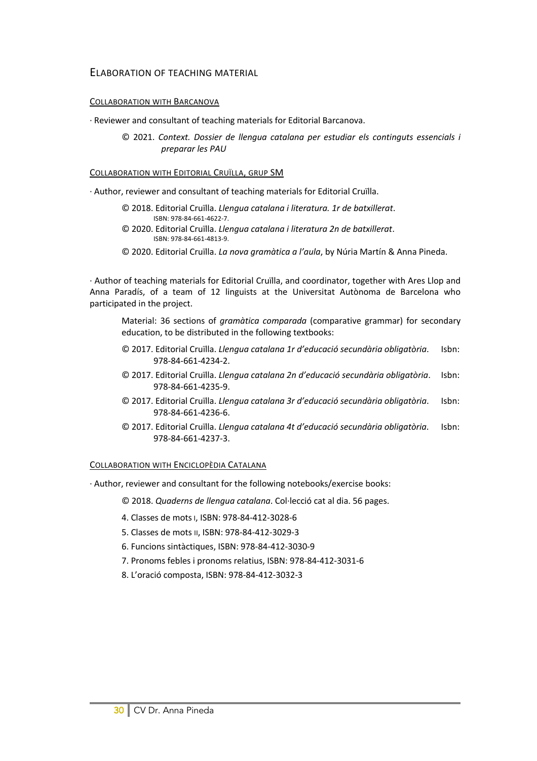## Elaboration of teaching material

### Collaboration with Barcanova

· Reviewer and consultant of teaching materials for Editorial Barcanova.

> © 2021. *Context. Dossier de llengua catalana per estudiar els continguts essencials i preparar les PAU*

### Collaboration with Editorial Cruïlla, grup SM

· Author, reviewer and consultant of teaching materials for Editorial Cruïlla.

> © 2018. Editorial Cruïlla. *Llengua catalana i literatura. 1r de batxillerat*. ISBN: 978-84-661-4622-7.
>
> © 2020. Editorial Cruïlla. *Llengua catalana i literatura 2n de batxillerat*. ISBN: 978-84-661-4813-9.
>
> © 2020. Editorial Cruïlla. *La nova gramàtica a l'aula*, by Núria Martín & Anna Pineda.

· Author of teaching materials for Editorial Cruïlla, and coordinator, together with Ares Llop and Anna Paradís, of a team of 12 linguists at the Universitat Autònoma de Barcelona who participated in the project.

> Material: 36 sections of *gramàtica comparada* (comparative grammar) for secondary education, to be distributed in the following textbooks:
>
> © 2017. Editorial Cruïlla. *Llengua catalana 1r d'educació secundària obligatòria*. Isbn: 978-84-661-4234-2.
>
> © 2017. Editorial Cruïlla. *Llengua catalana 2n d'educació secundària obligatòria*. Isbn: 978-84-661-4235-9.
>
> © 2017. Editorial Cruïlla. *Llengua catalana 3r d'educació secundària obligatòria*. Isbn: 978-84-661-4236-6.
>
> © 2017. Editorial Cruïlla. *Llengua catalana 4t d'educació secundària obligatòria*. Isbn: 978-84-661-4237-3.

### Collaboration with Enciclopèdia Catalana

· Author, reviewer and consultant for the following notebooks/exercise books:

> © 2018. *Quaderns de llengua catalana*. Col·lecció cat al dia. 56 pages.
>
> 4. Classes de mots I, ISBN: 978-84-412-3028-6
> 5. Classes de mots II, ISBN: 978-84-412-3029-3
> 6. Funcions sintàctiques, ISBN: 978-84-412-3030-9
> 7. Pronoms febles i pronoms relatius, ISBN: 978-84-412-3031-6
> 8. L'oració composta, ISBN: 978-84-412-3032-3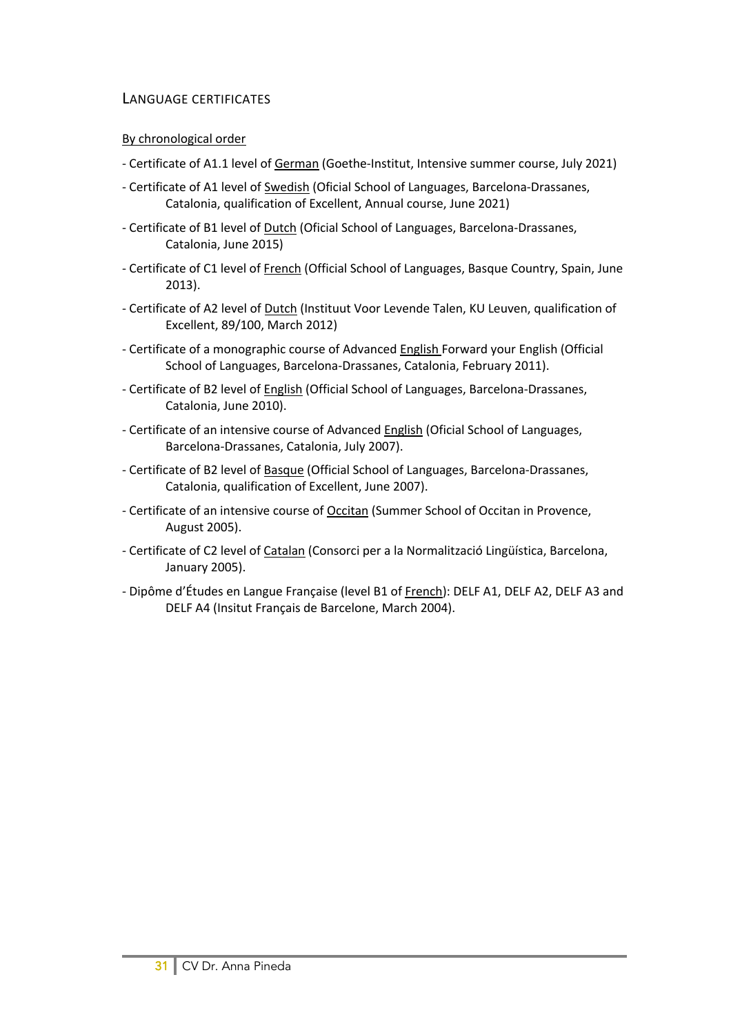## Language certificates

By chronological order

- Certificate of A1.1 level of German (Goethe-Institut, Intensive summer course, July 2021)
- Certificate of A1 level of Swedish (Oficial School of Languages, Barcelona-Drassanes, Catalonia, qualification of Excellent, Annual course, June 2021)
- Certificate of B1 level of Dutch (Oficial School of Languages, Barcelona-Drassanes, Catalonia, June 2015)
- Certificate of C1 level of French (Official School of Languages, Basque Country, Spain, June 2013).
- Certificate of A2 level of Dutch (Instituut Voor Levende Talen, KU Leuven, qualification of Excellent, 89/100, March 2012)
- Certificate of a monographic course of Advanced English Forward your English (Official School of Languages, Barcelona-Drassanes, Catalonia, February 2011).
- Certificate of B2 level of English (Official School of Languages, Barcelona-Drassanes, Catalonia, June 2010).
- Certificate of an intensive course of Advanced English (Oficial School of Languages, Barcelona-Drassanes, Catalonia, July 2007).
- Certificate of B2 level of Basque (Official School of Languages, Barcelona-Drassanes, Catalonia, qualification of Excellent, June 2007).
- Certificate of an intensive course of Occitan (Summer School of Occitan in Provence, August 2005).
- Certificate of C2 level of Catalan (Consorci per a la Normalització Lingüística, Barcelona, January 2005).
- Dipôme d'Études en Langue Française (level B1 of French): DELF A1, DELF A2, DELF A3 and DELF A4 (Insitut Français de Barcelone, March 2004).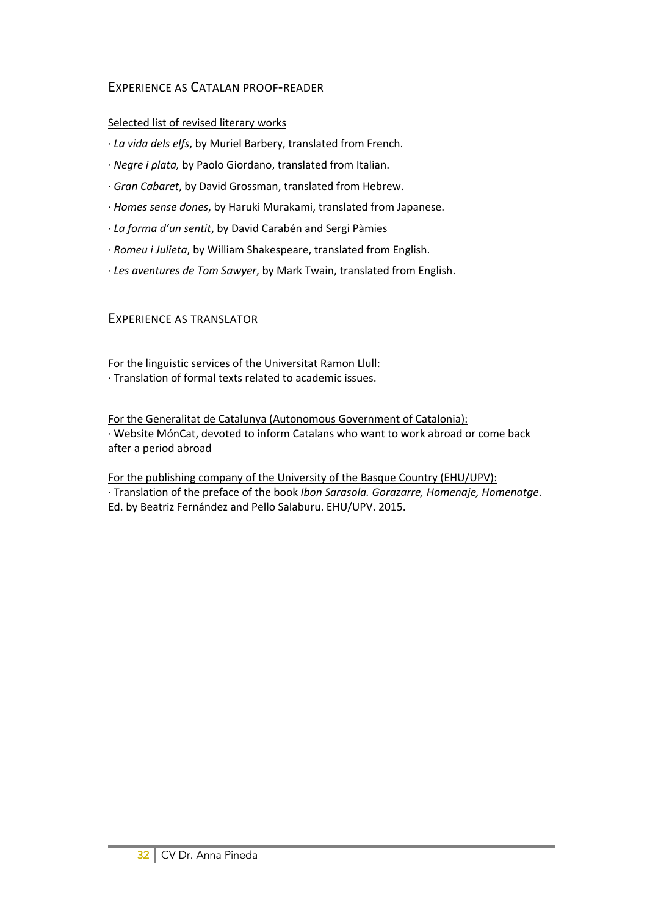## Experience as Catalan proof-reader

Selected list of revised literary works

· *La vida dels elfs*, by Muriel Barbery, translated from French.

· *Negre i plata,* by Paolo Giordano, translated from Italian.

· *Gran Cabaret*, by David Grossman, translated from Hebrew.

· *Homes sense dones*, by Haruki Murakami, translated from Japanese.

· *La forma d'un sentit*, by David Carabén and Sergi Pàmies

· *Romeu i Julieta*, by William Shakespeare, translated from English.

· *Les aventures de Tom Sawyer*, by Mark Twain, translated from English.

## Experience as translator

For the linguistic services of the Universitat Ramon Llull:
· Translation of formal texts related to academic issues.

For the Generalitat de Catalunya (Autonomous Government of Catalonia):
· Website MónCat, devoted to inform Catalans who want to work abroad or come back after a period abroad

For the publishing company of the University of the Basque Country (EHU/UPV):
· Translation of the preface of the book *Ibon Sarasola. Gorazarre, Homenaje, Homenatge*. Ed. by Beatriz Fernández and Pello Salaburu. EHU/UPV. 2015.